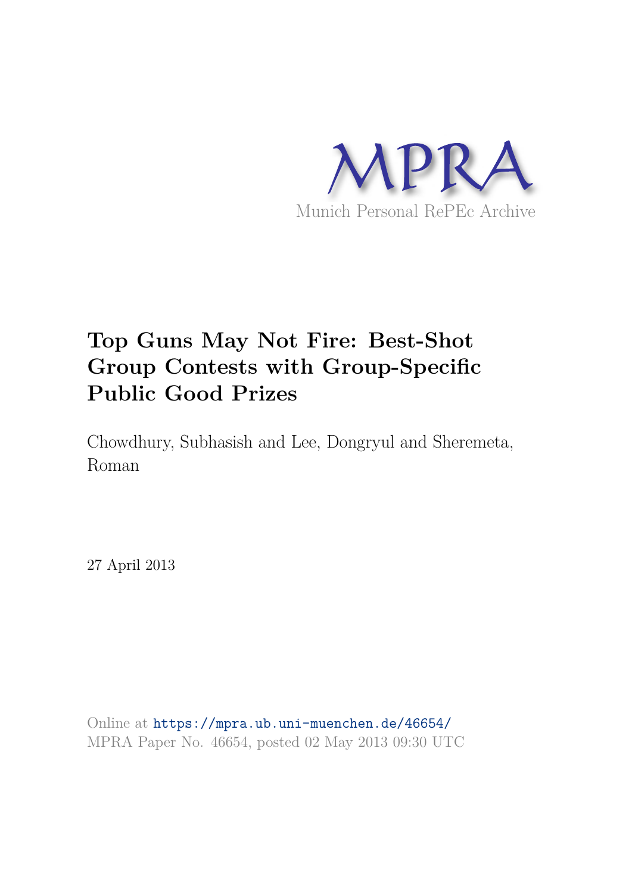MPRA

Munich Personal RePEc Archive

# Top Guns May Not Fire: Best-Shot Group Contests with Group-Specific Public Good Prizes

Chowdhury, Subhasish and Lee, Dongryul and Sheremeta, Roman

27 April 2013

Online at https://mpra.ub.uni-muenchen.de/46654/
MPRA Paper No. 46654, posted 02 May 2013 09:30 UTC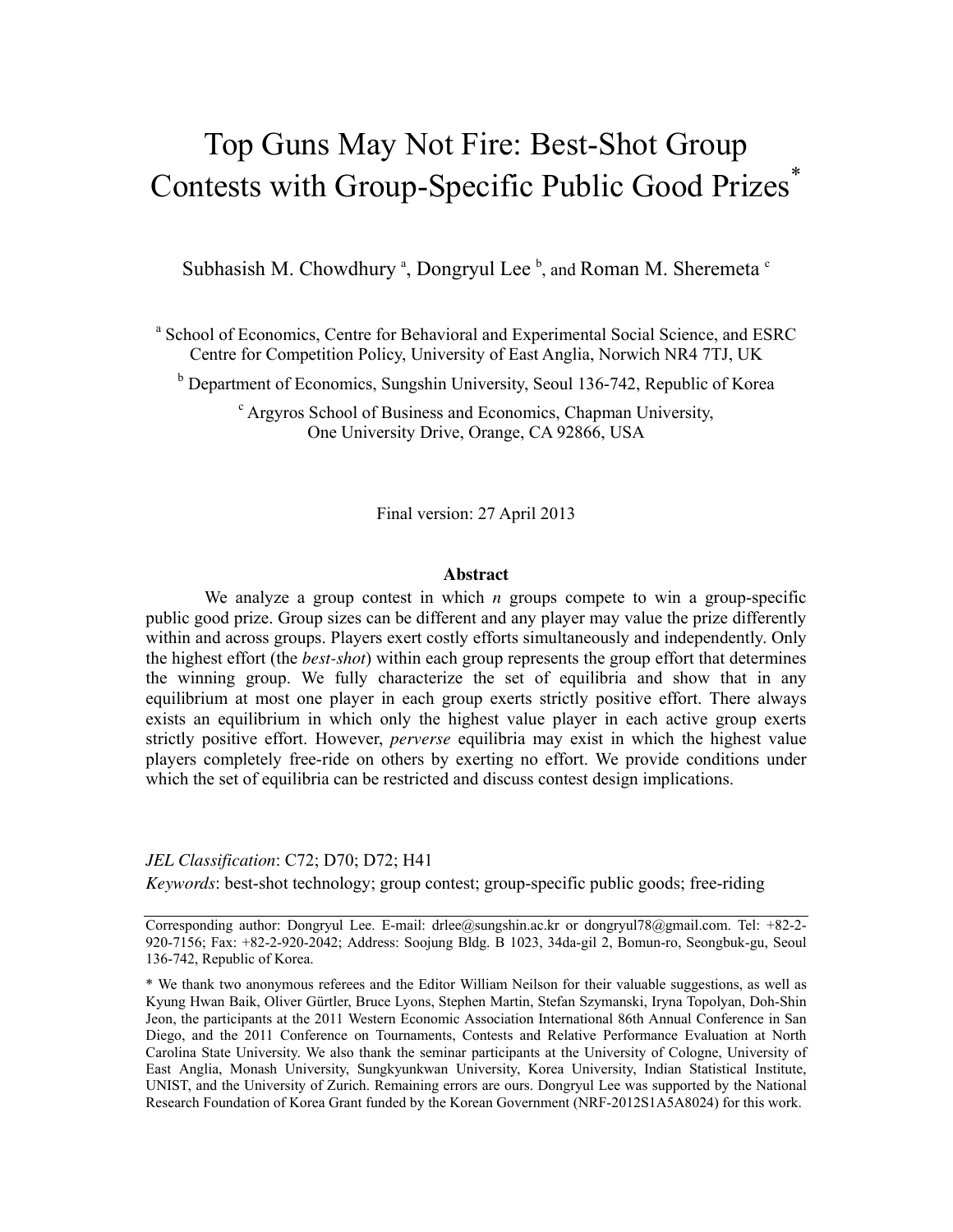# Top Guns May Not Fire: Best-Shot Group Contests with Group-Specific Public Good Prizes*

Subhasish M. Chowdhury [a], Dongryul Lee [b], and Roman M. Sheremeta [c]

[a] School of Economics, Centre for Behavioral and Experimental Social Science, and ESRC Centre for Competition Policy, University of East Anglia, Norwich NR4 7TJ, UK

[b] Department of Economics, Sungshin University, Seoul 136-742, Republic of Korea

[c] Argyros School of Business and Economics, Chapman University, One University Drive, Orange, CA 92866, USA

Final version: 27 April 2013

### Abstract

We analyze a group contest in which $n$ groups compete to win a group-specific public good prize. Group sizes can be different and any player may value the prize differently within and across groups. Players exert costly efforts simultaneously and independently. Only the highest effort (the *best-shot*) within each group represents the group effort that determines the winning group. We fully characterize the set of equilibria and show that in any equilibrium at most one player in each group exerts strictly positive effort. There always exists an equilibrium in which only the highest value player in each active group exerts strictly positive effort. However, *perverse* equilibria may exist in which the highest value players completely free-ride on others by exerting no effort. We provide conditions under which the set of equilibria can be restricted and discuss contest design implications.

*JEL Classification*: C72; D70; D72; H41

*Keywords*: best-shot technology; group contest; group-specific public goods; free-riding

---

Corresponding author: Dongryul Lee. E-mail: drlee@sungshin.ac.kr or dongryul78@gmail.com. Tel: +82-2-920-7156; Fax: +82-2-920-2042; Address: Soojung Bldg. B 1023, 34da-gil 2, Bomun-ro, Seongbuk-gu, Seoul 136-742, Republic of Korea.

\* We thank two anonymous referees and the Editor William Neilson for their valuable suggestions, as well as Kyung Hwan Baik, Oliver Gürtler, Bruce Lyons, Stephen Martin, Stefan Szymanski, Iryna Topolyan, Doh-Shin Jeon, the participants at the 2011 Western Economic Association International 86th Annual Conference in San Diego, and the 2011 Conference on Tournaments, Contests and Relative Performance Evaluation at North Carolina State University. We also thank the seminar participants at the University of Cologne, University of East Anglia, Monash University, Sungkyunkwan University, Korea University, Indian Statistical Institute, UNIST, and the University of Zurich. Remaining errors are ours. Dongryul Lee was supported by the National Research Foundation of Korea Grant funded by the Korean Government (NRF-2012S1A5A8024) for this work.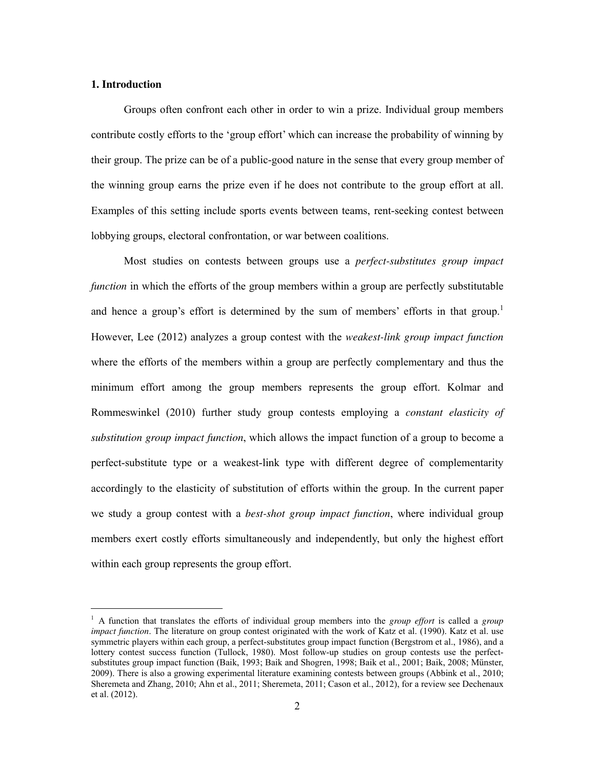### 1. Introduction

Groups often confront each other in order to win a prize. Individual group members contribute costly efforts to the 'group effort' which can increase the probability of winning by their group. The prize can be of a public-good nature in the sense that every group member of the winning group earns the prize even if he does not contribute to the group effort at all. Examples of this setting include sports events between teams, rent-seeking contest between lobbying groups, electoral confrontation, or war between coalitions.

Most studies on contests between groups use a *perfect-substitutes group impact function* in which the efforts of the group members within a group are perfectly substitutable and hence a group's effort is determined by the sum of members' efforts in that group.[1] However, Lee (2012) analyzes a group contest with the *weakest-link group impact function* where the efforts of the members within a group are perfectly complementary and thus the minimum effort among the group members represents the group effort. Kolmar and Rommeswinkel (2010) further study group contests employing a *constant elasticity of substitution group impact function*, which allows the impact function of a group to become a perfect-substitute type or a weakest-link type with different degree of complementarity accordingly to the elasticity of substitution of efforts within the group. In the current paper we study a group contest with a *best-shot group impact function*, where individual group members exert costly efforts simultaneously and independently, but only the highest effort within each group represents the group effort.

[1] A function that translates the efforts of individual group members into the *group effort* is called a *group impact function*. The literature on group contest originated with the work of Katz et al. (1990). Katz et al. use symmetric players within each group, a perfect-substitutes group impact function (Bergstrom et al., 1986), and a lottery contest success function (Tullock, 1980). Most follow-up studies on group contests use the perfect-substitutes group impact function (Baik, 1993; Baik and Shogren, 1998; Baik et al., 2001; Baik, 2008; Münster, 2009). There is also a growing experimental literature examining contests between groups (Abbink et al., 2010; Sheremeta and Zhang, 2010; Ahn et al., 2011; Sheremeta, 2011; Cason et al., 2012), for a review see Dechenaux et al. (2012).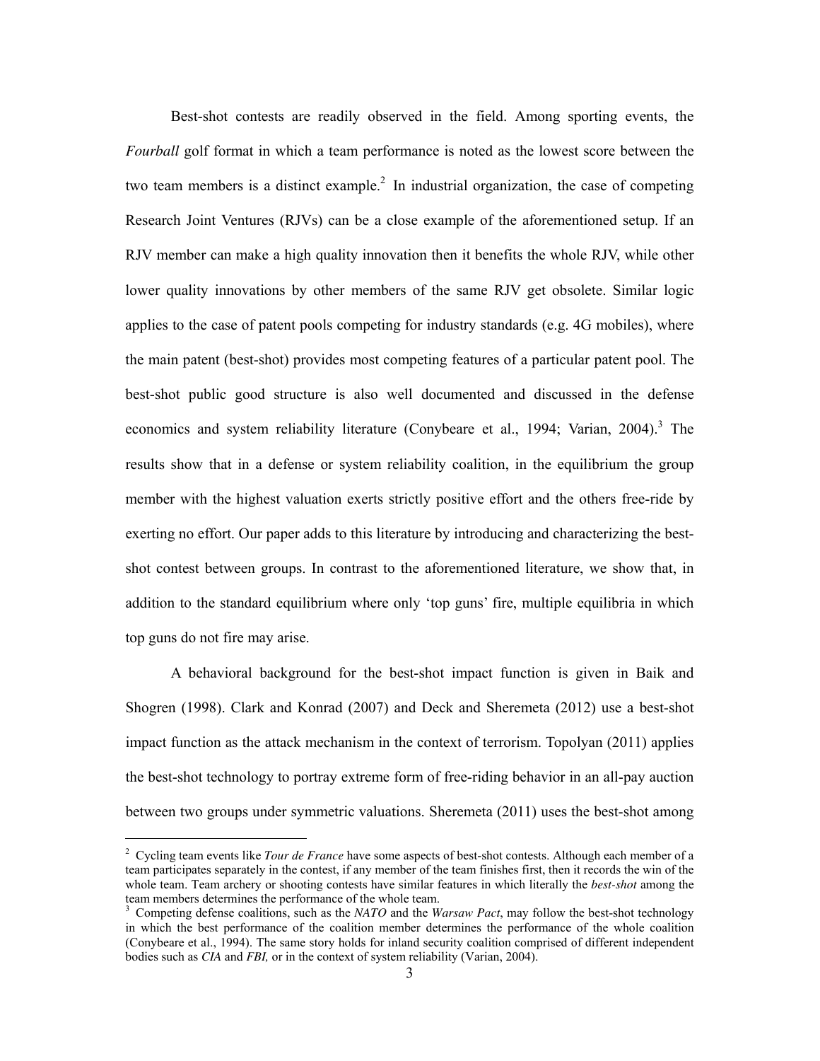Best-shot contests are readily observed in the field. Among sporting events, the *Fourball* golf format in which a team performance is noted as the lowest score between the two team members is a distinct example.[2] In industrial organization, the case of competing Research Joint Ventures (RJVs) can be a close example of the aforementioned setup. If an RJV member can make a high quality innovation then it benefits the whole RJV, while other lower quality innovations by other members of the same RJV get obsolete. Similar logic applies to the case of patent pools competing for industry standards (e.g. 4G mobiles), where the main patent (best-shot) provides most competing features of a particular patent pool. The best-shot public good structure is also well documented and discussed in the defense economics and system reliability literature (Conybeare et al., 1994; Varian, 2004).[3] The results show that in a defense or system reliability coalition, in the equilibrium the group member with the highest valuation exerts strictly positive effort and the others free-ride by exerting no effort. Our paper adds to this literature by introducing and characterizing the best-shot contest between groups. In contrast to the aforementioned literature, we show that, in addition to the standard equilibrium where only 'top guns' fire, multiple equilibria in which top guns do not fire may arise.

A behavioral background for the best-shot impact function is given in Baik and Shogren (1998). Clark and Konrad (2007) and Deck and Sheremeta (2012) use a best-shot impact function as the attack mechanism in the context of terrorism. Topolyan (2011) applies the best-shot technology to portray extreme form of free-riding behavior in an all-pay auction between two groups under symmetric valuations. Sheremeta (2011) uses the best-shot among

---

[2] Cycling team events like *Tour de France* have some aspects of best-shot contests. Although each member of a team participates separately in the contest, if any member of the team finishes first, then it records the win of the whole team. Team archery or shooting contests have similar features in which literally the *best-shot* among the team members determines the performance of the whole team.

[3] Competing defense coalitions, such as the *NATO* and the *Warsaw Pact*, may follow the best-shot technology in which the best performance of the coalition member determines the performance of the whole coalition (Conybeare et al., 1994). The same story holds for inland security coalition comprised of different independent bodies such as *CIA* and *FBI,* or in the context of system reliability (Varian, 2004).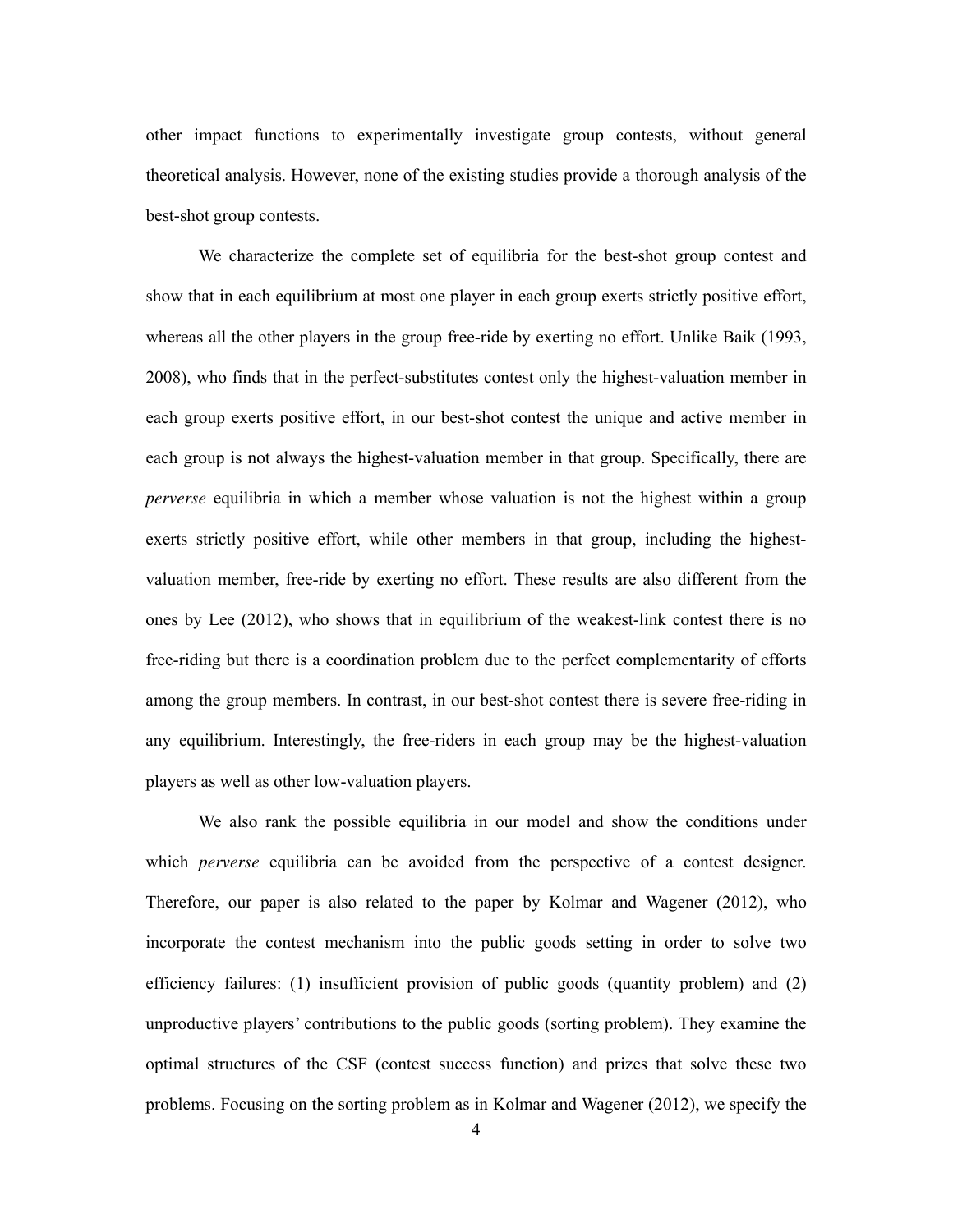other impact functions to experimentally investigate group contests, without general theoretical analysis. However, none of the existing studies provide a thorough analysis of the best-shot group contests.

We characterize the complete set of equilibria for the best-shot group contest and show that in each equilibrium at most one player in each group exerts strictly positive effort, whereas all the other players in the group free-ride by exerting no effort. Unlike Baik (1993, 2008), who finds that in the perfect-substitutes contest only the highest-valuation member in each group exerts positive effort, in our best-shot contest the unique and active member in each group is not always the highest-valuation member in that group. Specifically, there are *perverse* equilibria in which a member whose valuation is not the highest within a group exerts strictly positive effort, while other members in that group, including the highest-valuation member, free-ride by exerting no effort. These results are also different from the ones by Lee (2012), who shows that in equilibrium of the weakest-link contest there is no free-riding but there is a coordination problem due to the perfect complementarity of efforts among the group members. In contrast, in our best-shot contest there is severe free-riding in any equilibrium. Interestingly, the free-riders in each group may be the highest-valuation players as well as other low-valuation players.

We also rank the possible equilibria in our model and show the conditions under which *perverse* equilibria can be avoided from the perspective of a contest designer. Therefore, our paper is also related to the paper by Kolmar and Wagener (2012), who incorporate the contest mechanism into the public goods setting in order to solve two efficiency failures: (1) insufficient provision of public goods (quantity problem) and (2) unproductive players' contributions to the public goods (sorting problem). They examine the optimal structures of the CSF (contest success function) and prizes that solve these two problems. Focusing on the sorting problem as in Kolmar and Wagener (2012), we specify the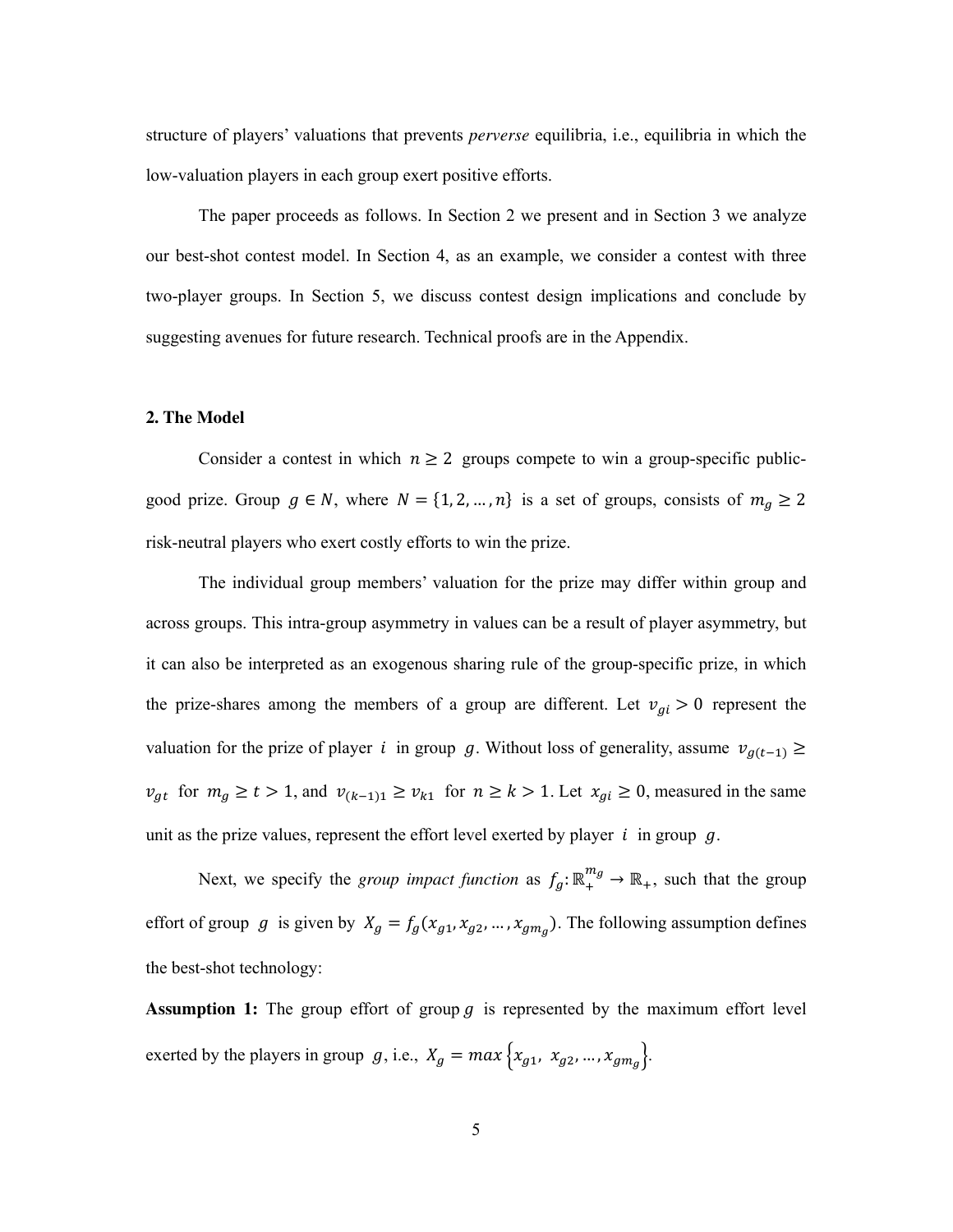structure of players' valuations that prevents *perverse* equilibria, i.e., equilibria in which the low-valuation players in each group exert positive efforts.

The paper proceeds as follows. In Section 2 we present and in Section 3 we analyze our best-shot contest model. In Section 4, as an example, we consider a contest with three two-player groups. In Section 5, we discuss contest design implications and conclude by suggesting avenues for future research. Technical proofs are in the Appendix.

## 2. The Model

Consider a contest in which $n \geq 2$ groups compete to win a group-specific public-good prize. Group $g \in N$, where $N = \{1, 2, \dots, n\}$ is a set of groups, consists of $m_g \geq 2$ risk-neutral players who exert costly efforts to win the prize.

The individual group members' valuation for the prize may differ within group and across groups. This intra-group asymmetry in values can be a result of player asymmetry, but it can also be interpreted as an exogenous sharing rule of the group-specific prize, in which the prize-shares among the members of a group are different. Let $v_{gi} > 0$ represent the valuation for the prize of player $i$ in group $g$. Without loss of generality, assume $v_{g(t-1)} \geq v_{gt}$ for $m_g \geq t > 1$, and $v_{(k-1)1} \geq v_{k1}$ for $n \geq k > 1$. Let $x_{gi} \geq 0$, measured in the same unit as the prize values, represent the effort level exerted by player $i$ in group $g$.

Next, we specify the *group impact function* as $f_g: \mathbb{R}_+^{m_g} \rightarrow \mathbb{R}_+$, such that the group effort of group $g$ is given by $X_g = f_g(x_{g1}, x_{g2}, \dots, x_{gm_g})$. The following assumption defines the best-shot technology:

**Assumption 1:** The group effort of group $g$ is represented by the maximum effort level exerted by the players in group $g$, i.e., $X_g = max\left\{x_{g1},\ x_{g2}, \dots, x_{gm_g}\right\}$.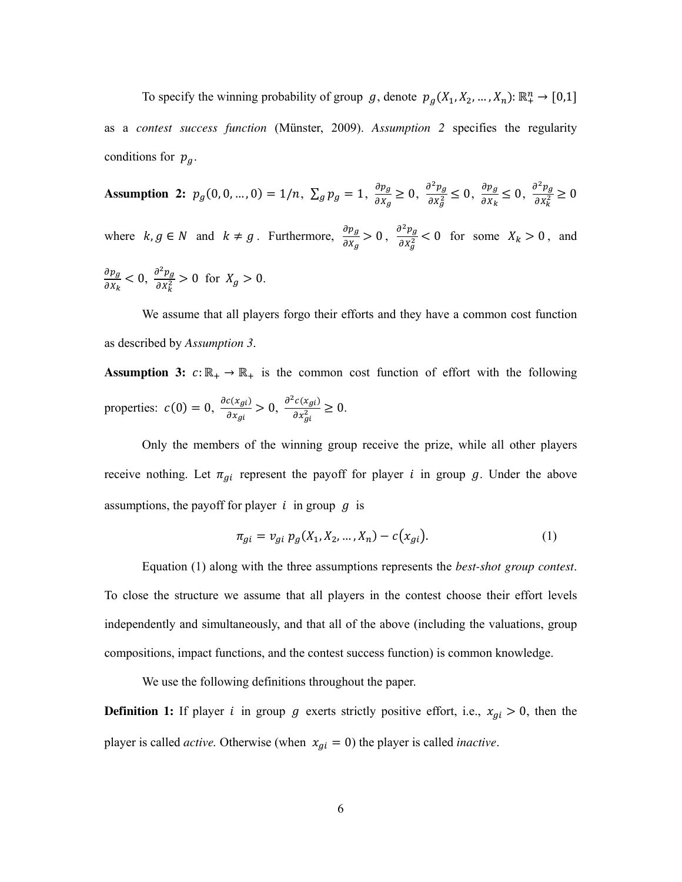To specify the winning probability of group $g$, denote $p_g(X_1, X_2, \ldots, X_n): \mathbb{R}_+^n \to [0,1]$ as a *contest success function* (Münster, 2009). *Assumption 2* specifies the regularity conditions for $p_g$.

**Assumption 2:** $p_g(0, 0, \ldots, 0) = 1/n$, $\sum_g p_g = 1$, $\frac{\partial p_g}{\partial X_g} \geq 0$, $\frac{\partial^2 p_g}{\partial X_g^2} \leq 0$, $\frac{\partial p_g}{\partial X_k} \leq 0$, $\frac{\partial^2 p_g}{\partial X_k^2} \geq 0$ where $k, g \in N$ and $k \neq g$. Furthermore, $\frac{\partial p_g}{\partial X_g} > 0$, $\frac{\partial^2 p_g}{\partial X_g^2} < 0$ for some $X_k > 0$, and $\frac{\partial p_g}{\partial X_k} < 0$, $\frac{\partial^2 p_g}{\partial X_k^2} > 0$ for $X_g > 0$.

We assume that all players forgo their efforts and they have a common cost function as described by *Assumption 3*.

**Assumption 3:** $c: \mathbb{R}_+ \to \mathbb{R}_+$ is the common cost function of effort with the following properties: $c(0) = 0$, $\frac{\partial c(x_{gi})}{\partial x_{gi}} > 0$, $\frac{\partial^2 c(x_{gi})}{\partial x_{gi}^2} \geq 0$.

Only the members of the winning group receive the prize, while all other players receive nothing. Let $\pi_{gi}$ represent the payoff for player $i$ in group $g$. Under the above assumptions, the payoff for player $i$ in group $g$ is

$$\pi_{gi} = v_{gi}\, p_g(X_1, X_2, \ldots, X_n) - c(x_{gi}). \tag{1}$$

Equation (1) along with the three assumptions represents the *best-shot group contest*. To close the structure we assume that all players in the contest choose their effort levels independently and simultaneously, and that all of the above (including the valuations, group compositions, impact functions, and the contest success function) is common knowledge.

We use the following definitions throughout the paper.

**Definition 1:** If player $i$ in group $g$ exerts strictly positive effort, i.e., $x_{gi} > 0$, then the player is called *active*. Otherwise (when $x_{gi} = 0$) the player is called *inactive*.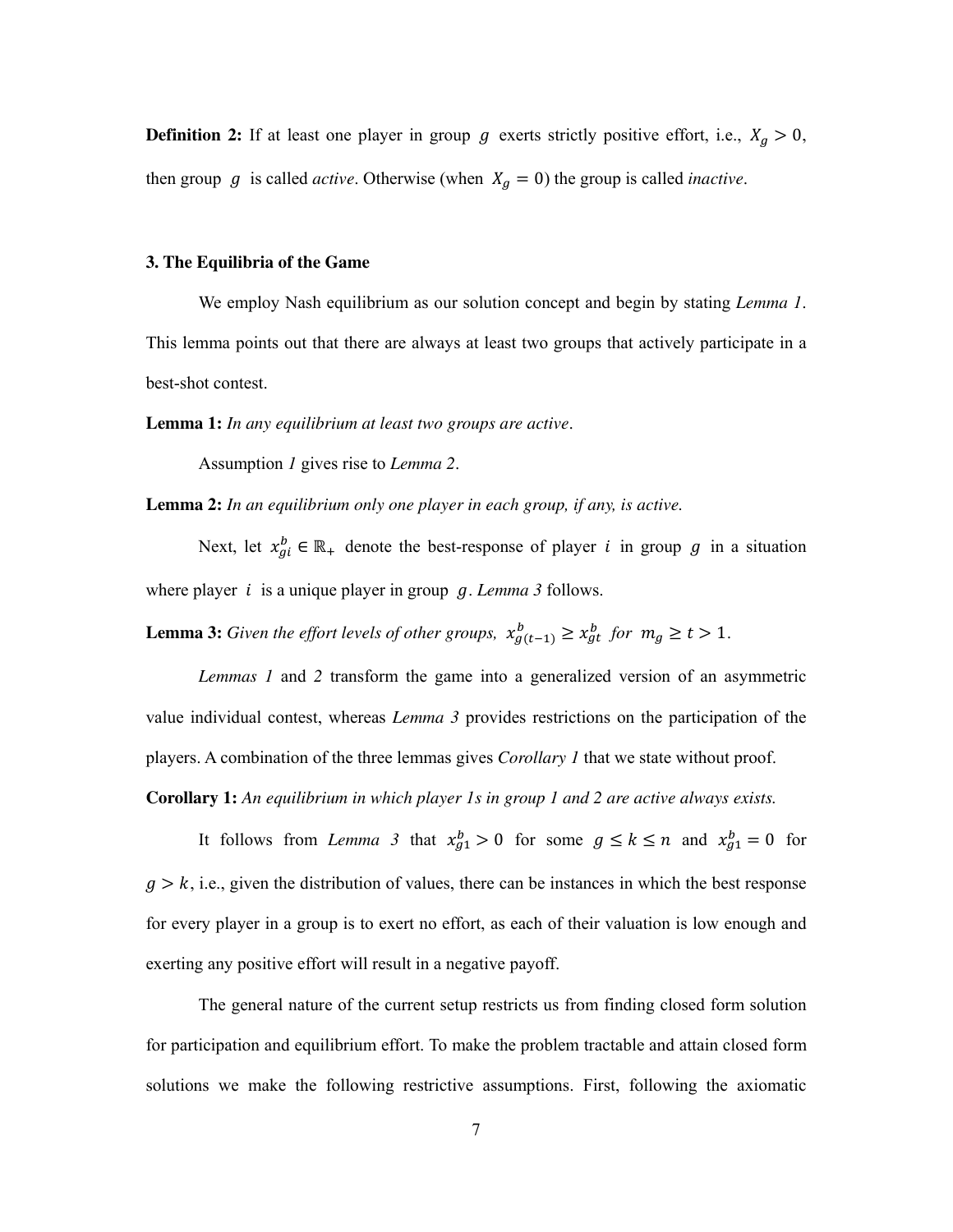**Definition 2:** If at least one player in group $g$ exerts strictly positive effort, i.e., $X_g > 0$, then group $g$ is called *active*. Otherwise (when $X_g = 0$) the group is called *inactive*.

### 3. The Equilibria of the Game

We employ Nash equilibrium as our solution concept and begin by stating *Lemma 1*. This lemma points out that there are always at least two groups that actively participate in a best-shot contest.

**Lemma 1:** *In any equilibrium at least two groups are active*.

Assumption *1* gives rise to *Lemma 2*.

**Lemma 2:** *In an equilibrium only one player in each group, if any, is active.*

Next, let $x^b_{gi} \in \mathbb{R}_+$ denote the best-response of player $i$ in group $g$ in a situation where player $i$ is a unique player in group $g$. *Lemma 3* follows.

**Lemma 3:** *Given the effort levels of other groups,* $x^b_{g(t-1)} \geq x^b_{gt}$ *for* $m_g \geq t > 1$.

*Lemmas 1* and *2* transform the game into a generalized version of an asymmetric value individual contest, whereas *Lemma 3* provides restrictions on the participation of the players. A combination of the three lemmas gives *Corollary 1* that we state without proof.

**Corollary 1:** *An equilibrium in which player 1s in group 1 and 2 are active always exists.*

It follows from *Lemma 3* that $x^b_{g1} > 0$ for some $g \leq k \leq n$ and $x^b_{g1} = 0$ for $g > k$, i.e., given the distribution of values, there can be instances in which the best response for every player in a group is to exert no effort, as each of their valuation is low enough and exerting any positive effort will result in a negative payoff.

The general nature of the current setup restricts us from finding closed form solution for participation and equilibrium effort. To make the problem tractable and attain closed form solutions we make the following restrictive assumptions. First, following the axiomatic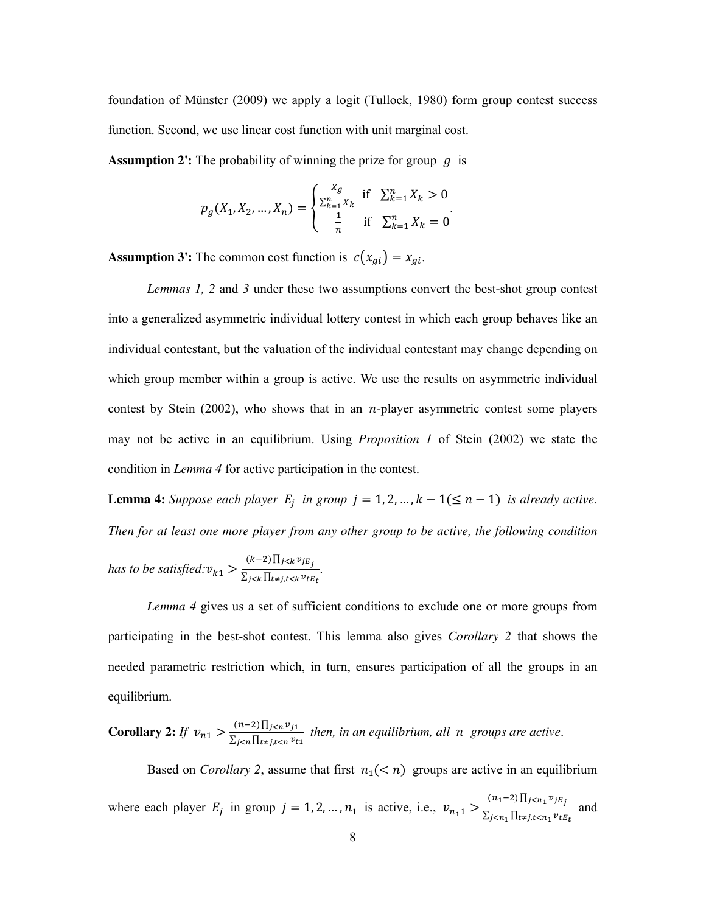foundation of Münster (2009) we apply a logit (Tullock, 1980) form group contest success function. Second, we use linear cost function with unit marginal cost.

**Assumption 2':** The probability of winning the prize for group $g$ is

$$p_g(X_1, X_2, \ldots, X_n) = \begin{cases} \frac{X_g}{\sum_{k=1}^{n} X_k} & \text{if } \sum_{k=1}^{n} X_k > 0 \\ \frac{1}{n} & \text{if } \sum_{k=1}^{n} X_k = 0 \end{cases}.$$

**Assumption 3':** The common cost function is $c(x_{gi}) = x_{gi}$.

*Lemmas 1, 2* and *3* under these two assumptions convert the best-shot group contest into a generalized asymmetric individual lottery contest in which each group behaves like an individual contestant, but the valuation of the individual contestant may change depending on which group member within a group is active. We use the results on asymmetric individual contest by Stein (2002), who shows that in an $n$-player asymmetric contest some players may not be active in an equilibrium. Using *Proposition 1* of Stein (2002) we state the condition in *Lemma 4* for active participation in the contest.

**Lemma 4:** *Suppose each player* $E_j$ *in group* $j = 1, 2, \ldots, k-1 (\leq n-1)$ *is already active. Then for at least one more player from any other group to be active, the following condition has to be satisfied:* $v_{k1} > \frac{(k-2)\prod_{j<k} v_{jE_j}}{\sum_{j<k}\prod_{t\neq j, t<k} v_{tE_t}}$.

*Lemma 4* gives us a set of sufficient conditions to exclude one or more groups from participating in the best-shot contest. This lemma also gives *Corollary 2* that shows the needed parametric restriction which, in turn, ensures participation of all the groups in an equilibrium.

**Corollary 2:** *If* $v_{n1} > \frac{(n-2)\prod_{j<n} v_{j1}}{\sum_{j<n}\prod_{t\neq j, t<n} v_{t1}}$ *then, in an equilibrium, all* $n$ *groups are active*.

Based on *Corollary 2*, assume that first $n_1 (< n)$ groups are active in an equilibrium where each player $E_j$ in group $j = 1, 2, \ldots, n_1$ is active, i.e., $v_{n_1 1} > \frac{(n_1-2)\prod_{j<n_1} v_{jE_j}}{\sum_{j<n_1}\prod_{t\neq j, t<n_1} v_{tE_t}}$ and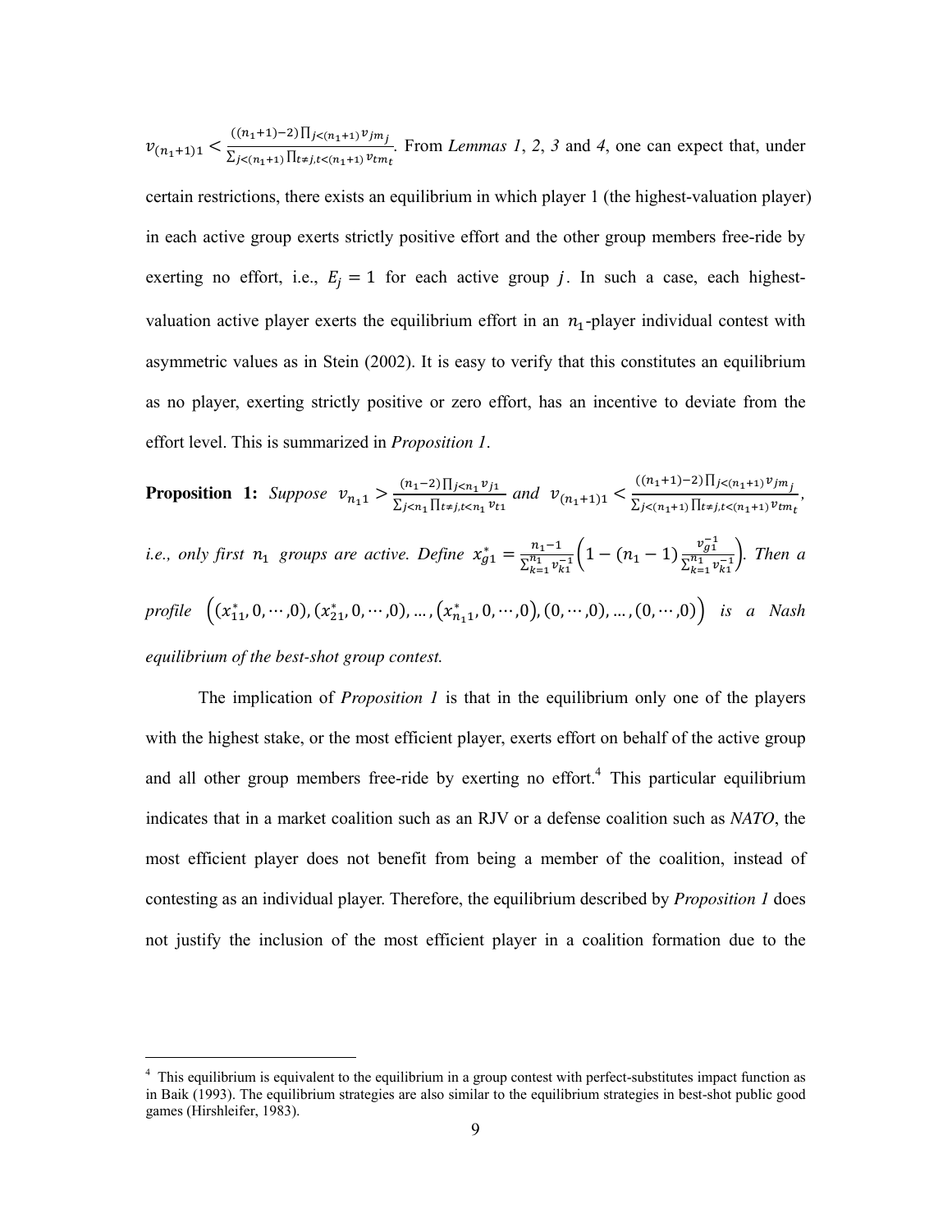$v_{(n_1+1)1} < \frac{((n_1+1)-2)\prod_{j<(n_1+1)} v_{jm_j}}{\sum_{j<(n_1+1)} \prod_{t \neq j, t<(n_1+1)} v_{tm_t}}$. From *Lemmas 1*, *2*, *3* and *4*, one can expect that, under certain restrictions, there exists an equilibrium in which player 1 (the highest-valuation player) in each active group exerts strictly positive effort and the other group members free-ride by exerting no effort, i.e., $E_j = 1$ for each active group $j$. In such a case, each highest-valuation active player exerts the equilibrium effort in an $n_1$-player individual contest with asymmetric values as in Stein (2002). It is easy to verify that this constitutes an equilibrium as no player, exerting strictly positive or zero effort, has an incentive to deviate from the effort level. This is summarized in *Proposition 1*.

**Proposition 1:** *Suppose* $v_{n_1 1} > \frac{(n_1-2)\prod_{j<n_1} v_{j1}}{\sum_{j<n_1} \prod_{t \neq j, t<n_1} v_{t1}}$ *and* $v_{(n_1+1)1} < \frac{((n_1+1)-2)\prod_{j<(n_1+1)} v_{jm_j}}{\sum_{j<(n_1+1)} \prod_{t \neq j, t<(n_1+1)} v_{tm_t}}$, *i.e., only first* $n_1$ *groups are active. Define* $x_{g1}^* = \frac{n_1-1}{\sum_{k=1}^{n_1} v_{k1}^{-1}}\left(1-(n_1-1)\frac{v_{g1}^{-1}}{\sum_{k=1}^{n_1} v_{k1}^{-1}}\right)$. *Then a profile* $\left((x_{11}^*, 0, \cdots, 0), (x_{21}^*, 0, \cdots, 0), \ldots, (x_{n_1 1}^*, 0, \cdots, 0), (0, \cdots, 0), \ldots, (0, \cdots, 0)\right)$ *is a Nash equilibrium of the best-shot group contest.*

The implication of *Proposition 1* is that in the equilibrium only one of the players with the highest stake, or the most efficient player, exerts effort on behalf of the active group and all other group members free-ride by exerting no effort.[4] This particular equilibrium indicates that in a market coalition such as an RJV or a defense coalition such as *NATO*, the most efficient player does not benefit from being a member of the coalition, instead of contesting as an individual player. Therefore, the equilibrium described by *Proposition 1* does not justify the inclusion of the most efficient player in a coalition formation due to the

[4] This equilibrium is equivalent to the equilibrium in a group contest with perfect-substitutes impact function as in Baik (1993). The equilibrium strategies are also similar to the equilibrium strategies in best-shot public good games (Hirshleifer, 1983).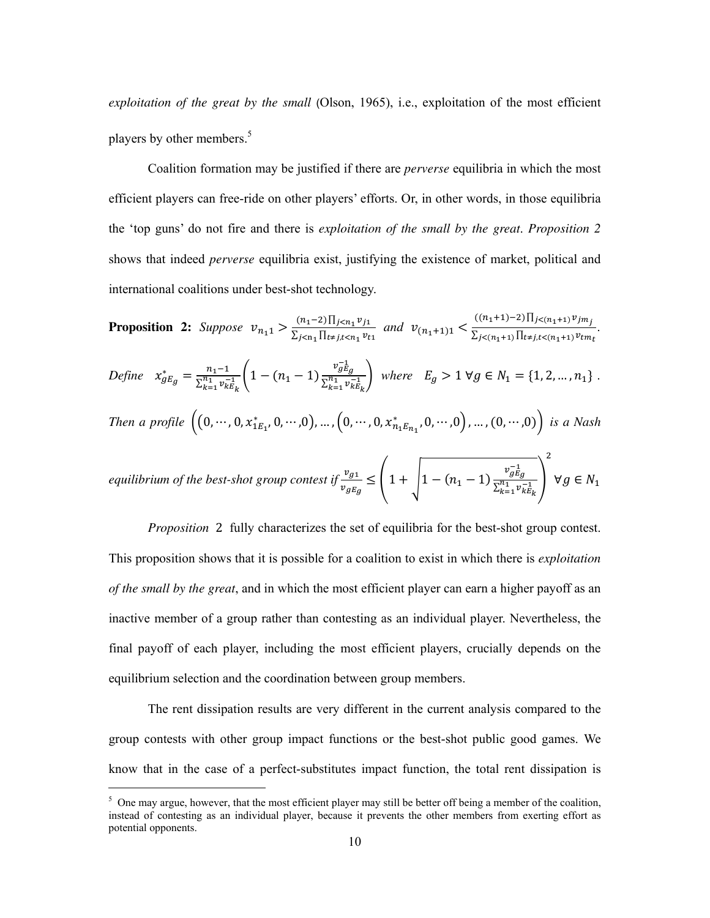*exploitation of the great by the small* (Olson, 1965), i.e., exploitation of the most efficient players by other members.[5]

Coalition formation may be justified if there are *perverse* equilibria in which the most efficient players can free-ride on other players' efforts. Or, in other words, in those equilibria the 'top guns' do not fire and there is *exploitation of the small by the great*. *Proposition 2* shows that indeed *perverse* equilibria exist, justifying the existence of market, political and international coalitions under best-shot technology.

**Proposition 2:** *Suppose* $v_{n_1 1} > \frac{(n_1-2)\prod_{j<n_1} v_{j1}}{\sum_{j<n_1}\prod_{t\neq j, t<n_1} v_{t1}}$ *and* $v_{(n_1+1)1} < \frac{((n_1+1)-2)\prod_{j<(n_1+1)} v_{jm_j}}{\sum_{j<(n_1+1)}\prod_{t\neq j, t<(n_1+1)} v_{tm_t}}$.

*Define* $x^*_{gE_g} = \frac{n_1-1}{\sum_{k=1}^{n_1} v_{kE_k}^{-1}}\left(1-(n_1-1)\frac{v_{gE_g}^{-1}}{\sum_{k=1}^{n_1} v_{kE_k}^{-1}}\right)$ *where* $E_g > 1 \; \forall g \in N_1 = \{1, 2, \ldots, n_1\}$.

*Then a profile* $\left((0, \cdots, 0, x^*_{1E_1}, 0, \cdots, 0), \ldots, (0, \cdots, 0, x^*_{n_1 E_{n_1}}, 0, \cdots, 0), \ldots, (0, \cdots, 0)\right)$ *is a Nash equilibrium of the best-shot group contest if* $\frac{v_{g1}}{v_{gE_g}} \leq \left(1 + \sqrt{1-(n_1-1)\frac{v_{gE_g}^{-1}}{\sum_{k=1}^{n_1} v_{kE_k}^{-1}}}\right)^2 \; \forall g \in N_1$

*Proposition* 2 fully characterizes the set of equilibria for the best-shot group contest. This proposition shows that it is possible for a coalition to exist in which there is *exploitation of the small by the great*, and in which the most efficient player can earn a higher payoff as an inactive member of a group rather than contesting as an individual player. Nevertheless, the final payoff of each player, including the most efficient players, crucially depends on the equilibrium selection and the coordination between group members.

The rent dissipation results are very different in the current analysis compared to the group contests with other group impact functions or the best-shot public good games. We know that in the case of a perfect-substitutes impact function, the total rent dissipation is

[5] One may argue, however, that the most efficient player may still be better off being a member of the coalition, instead of contesting as an individual player, because it prevents the other members from exerting effort as potential opponents.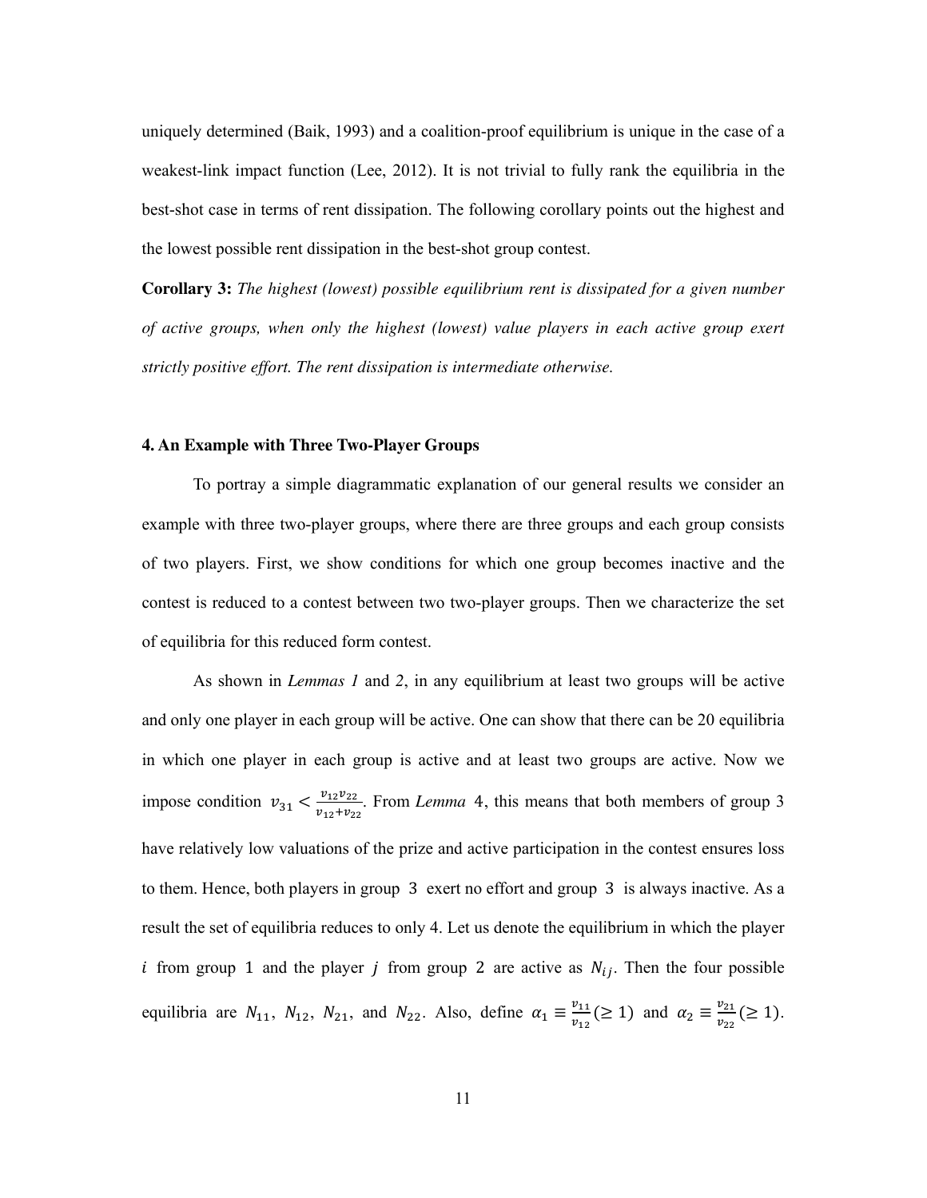uniquely determined (Baik, 1993) and a coalition-proof equilibrium is unique in the case of a weakest-link impact function (Lee, 2012). It is not trivial to fully rank the equilibria in the best-shot case in terms of rent dissipation. The following corollary points out the highest and the lowest possible rent dissipation in the best-shot group contest.

**Corollary 3:** *The highest (lowest) possible equilibrium rent is dissipated for a given number of active groups, when only the highest (lowest) value players in each active group exert strictly positive effort. The rent dissipation is intermediate otherwise.*

### 4. An Example with Three Two-Player Groups

To portray a simple diagrammatic explanation of our general results we consider an example with three two-player groups, where there are three groups and each group consists of two players. First, we show conditions for which one group becomes inactive and the contest is reduced to a contest between two two-player groups. Then we characterize the set of equilibria for this reduced form contest.

As shown in *Lemmas 1* and *2*, in any equilibrium at least two groups will be active and only one player in each group will be active. One can show that there can be 20 equilibria in which one player in each group is active and at least two groups are active. Now we impose condition $v_{31} < \frac{v_{12}v_{22}}{v_{12}+v_{22}}$. From *Lemma* 4, this means that both members of group 3 have relatively low valuations of the prize and active participation in the contest ensures loss to them. Hence, both players in group 3 exert no effort and group 3 is always inactive. As a result the set of equilibria reduces to only 4. Let us denote the equilibrium in which the player $i$ from group 1 and the player $j$ from group 2 are active as $N_{ij}$. Then the four possible equilibria are $N_{11}$, $N_{12}$, $N_{21}$, and $N_{22}$. Also, define $\alpha_1 \equiv \frac{v_{11}}{v_{12}} (\geq 1)$ and $\alpha_2 \equiv \frac{v_{21}}{v_{22}} (\geq 1)$.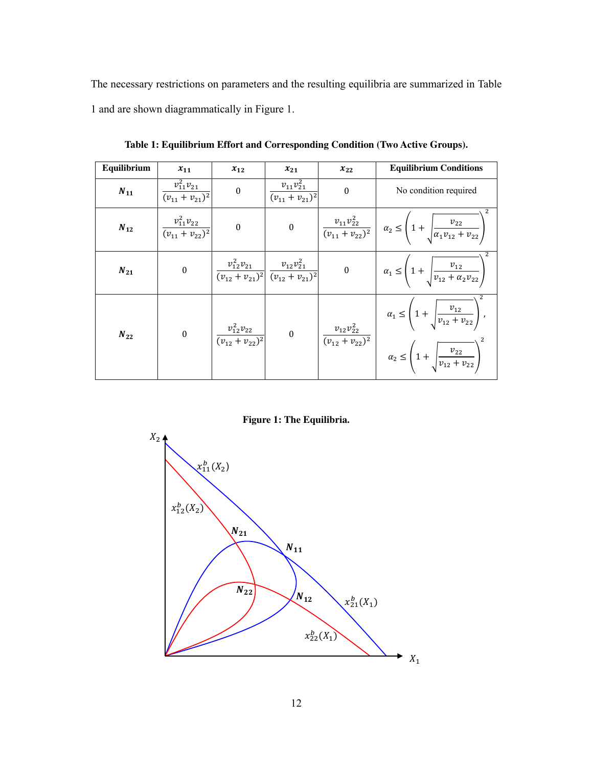The necessary restrictions on parameters and the resulting equilibria are summarized in Table 1 and are shown diagrammatically in Figure 1.

**Table 1: Equilibrium Effort and Corresponding Condition (Two Active Groups).**

| Equilibrium | $x_{11}$ | $x_{12}$ | $x_{21}$ | $x_{22}$ | Equilibrium Conditions |
|---|---|---|---|---|---|
| $N_{11}$ | $\frac{v_{11}^2 v_{21}}{(v_{11}+v_{21})^2}$ | 0 | $\frac{v_{11} v_{21}^2}{(v_{11}+v_{21})^2}$ | 0 | No condition required |
| $N_{12}$ | $\frac{v_{11}^2 v_{22}}{(v_{11}+v_{22})^2}$ | 0 | 0 | $\frac{v_{11} v_{22}^2}{(v_{11}+v_{22})^2}$ | $\alpha_2 \leq \left(1+\sqrt{\frac{v_{22}}{\alpha_1 v_{12}+v_{22}}}\right)^2$ |
| $N_{21}$ | 0 | $\frac{v_{12}^2 v_{21}}{(v_{12}+v_{21})^2}$ | $\frac{v_{12} v_{21}^2}{(v_{12}+v_{21})^2}$ | 0 | $\alpha_1 \leq \left(1+\sqrt{\frac{v_{12}}{v_{12}+\alpha_2 v_{22}}}\right)^2$ |
| $N_{22}$ | 0 | $\frac{v_{12}^2 v_{22}}{(v_{12}+v_{22})^2}$ | 0 | $\frac{v_{12} v_{22}^2}{(v_{12}+v_{22})^2}$ | $\alpha_1 \leq \left(1+\sqrt{\frac{v_{12}}{v_{12}+v_{22}}}\right)^2$, $\alpha_2 \leq \left(1+\sqrt{\frac{v_{22}}{v_{12}+v_{22}}}\right)^2$ |

**Figure 1: The Equilibria.**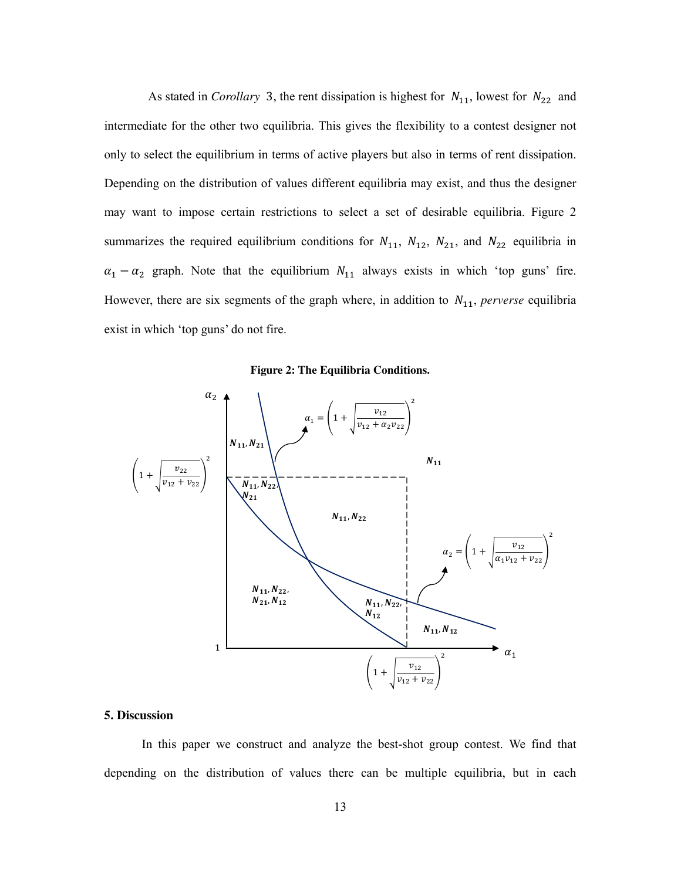As stated in *Corollary* 3, the rent dissipation is highest for $N_{11}$, lowest for $N_{22}$ and intermediate for the other two equilibria. This gives the flexibility to a contest designer not only to select the equilibrium in terms of active players but also in terms of rent dissipation. Depending on the distribution of values different equilibria may exist, and thus the designer may want to impose certain restrictions to select a set of desirable equilibria. Figure 2 summarizes the required equilibrium conditions for $N_{11}$, $N_{12}$, $N_{21}$, and $N_{22}$ equilibria in $\alpha_1 - \alpha_2$ graph. Note that the equilibrium $N_{11}$ always exists in which 'top guns' fire. However, there are six segments of the graph where, in addition to $N_{11}$, *perverse* equilibria exist in which 'top guns' do not fire.

**Figure 2: The Equilibria Conditions.**

## 5. Discussion

In this paper we construct and analyze the best-shot group contest. We find that depending on the distribution of values there can be multiple equilibria, but in each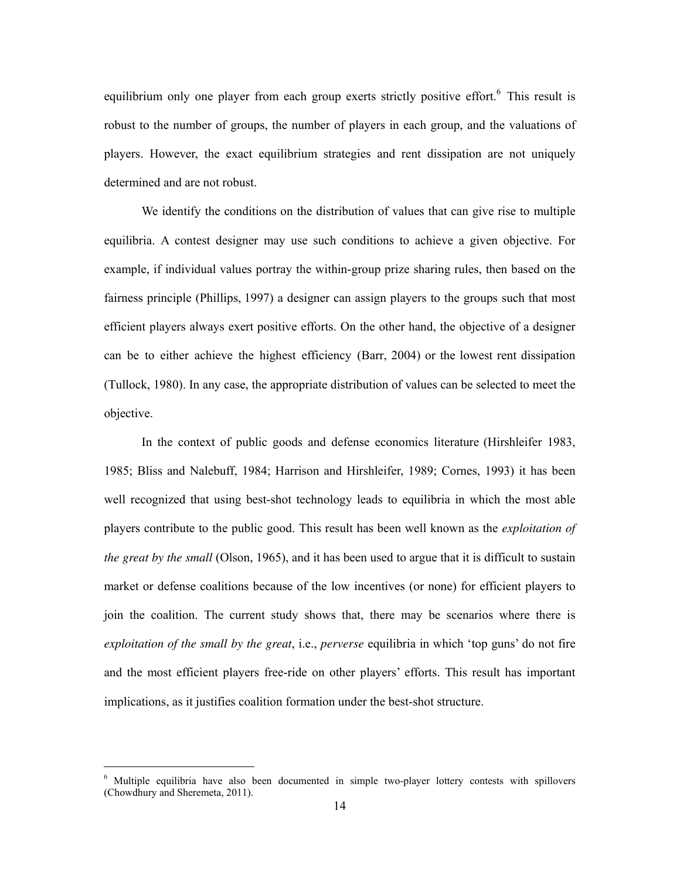equilibrium only one player from each group exerts strictly positive effort.[6] This result is robust to the number of groups, the number of players in each group, and the valuations of players. However, the exact equilibrium strategies and rent dissipation are not uniquely determined and are not robust.

We identify the conditions on the distribution of values that can give rise to multiple equilibria. A contest designer may use such conditions to achieve a given objective. For example, if individual values portray the within-group prize sharing rules, then based on the fairness principle (Phillips, 1997) a designer can assign players to the groups such that most efficient players always exert positive efforts. On the other hand, the objective of a designer can be to either achieve the highest efficiency (Barr, 2004) or the lowest rent dissipation (Tullock, 1980). In any case, the appropriate distribution of values can be selected to meet the objective.

In the context of public goods and defense economics literature (Hirshleifer 1983, 1985; Bliss and Nalebuff, 1984; Harrison and Hirshleifer, 1989; Cornes, 1993) it has been well recognized that using best-shot technology leads to equilibria in which the most able players contribute to the public good. This result has been well known as the *exploitation of the great by the small* (Olson, 1965), and it has been used to argue that it is difficult to sustain market or defense coalitions because of the low incentives (or none) for efficient players to join the coalition. The current study shows that, there may be scenarios where there is *exploitation of the small by the great*, i.e., *perverse* equilibria in which 'top guns' do not fire and the most efficient players free-ride on other players' efforts. This result has important implications, as it justifies coalition formation under the best-shot structure.

[6] Multiple equilibria have also been documented in simple two-player lottery contests with spillovers (Chowdhury and Sheremeta, 2011).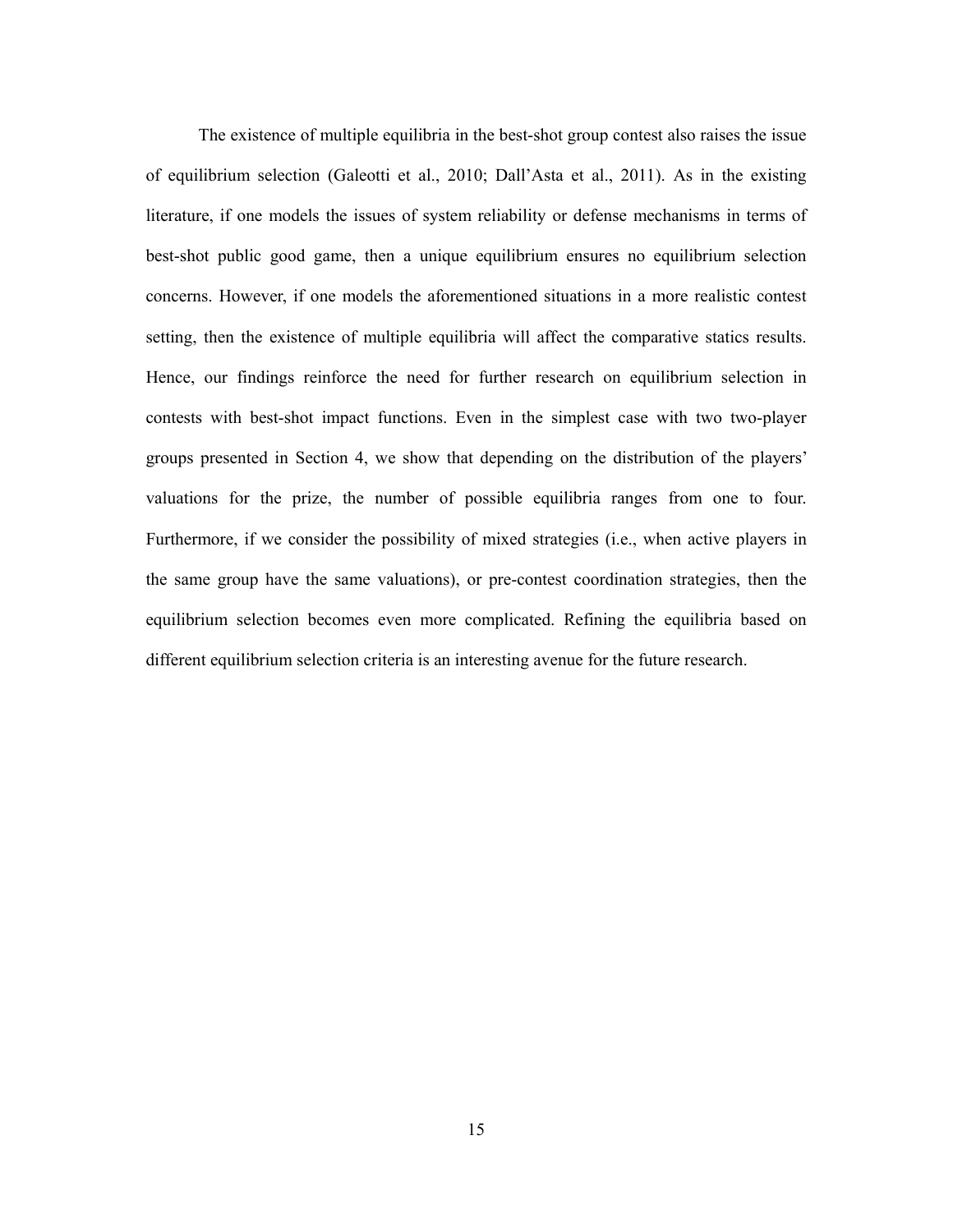The existence of multiple equilibria in the best-shot group contest also raises the issue of equilibrium selection (Galeotti et al., 2010; Dall'Asta et al., 2011). As in the existing literature, if one models the issues of system reliability or defense mechanisms in terms of best-shot public good game, then a unique equilibrium ensures no equilibrium selection concerns. However, if one models the aforementioned situations in a more realistic contest setting, then the existence of multiple equilibria will affect the comparative statics results. Hence, our findings reinforce the need for further research on equilibrium selection in contests with best-shot impact functions. Even in the simplest case with two two-player groups presented in Section 4, we show that depending on the distribution of the players' valuations for the prize, the number of possible equilibria ranges from one to four. Furthermore, if we consider the possibility of mixed strategies (i.e., when active players in the same group have the same valuations), or pre-contest coordination strategies, then the equilibrium selection becomes even more complicated. Refining the equilibria based on different equilibrium selection criteria is an interesting avenue for the future research.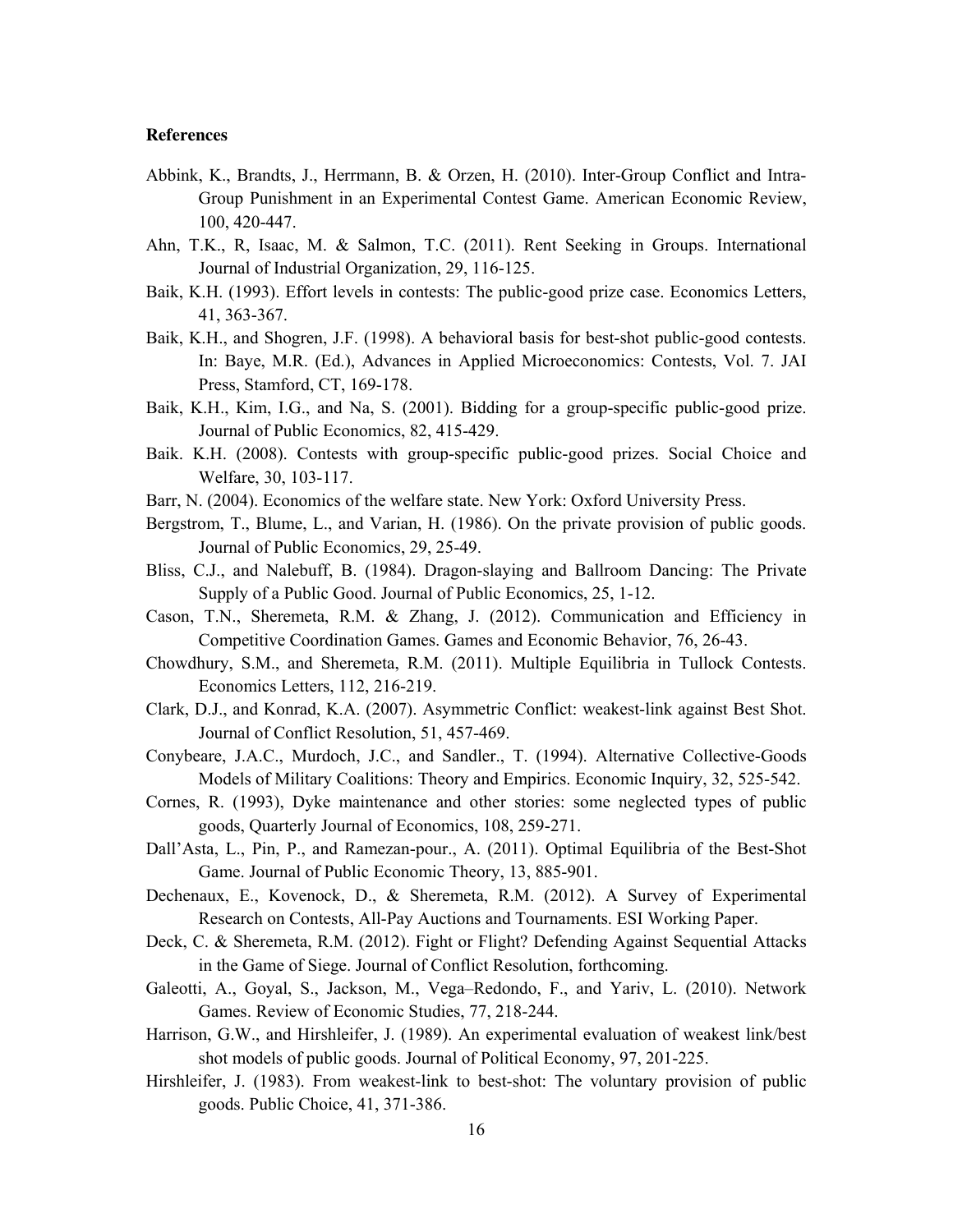**References**

Abbink, K., Brandts, J., Herrmann, B. & Orzen, H. (2010). Inter-Group Conflict and Intra-Group Punishment in an Experimental Contest Game. American Economic Review, 100, 420-447.

Ahn, T.K., R, Isaac, M. & Salmon, T.C. (2011). Rent Seeking in Groups. International Journal of Industrial Organization, 29, 116-125.

Baik, K.H. (1993). Effort levels in contests: The public-good prize case. Economics Letters, 41, 363-367.

Baik, K.H., and Shogren, J.F. (1998). A behavioral basis for best-shot public-good contests. In: Baye, M.R. (Ed.), Advances in Applied Microeconomics: Contests, Vol. 7. JAI Press, Stamford, CT, 169-178.

Baik, K.H., Kim, I.G., and Na, S. (2001). Bidding for a group-specific public-good prize. Journal of Public Economics, 82, 415-429.

Baik. K.H. (2008). Contests with group-specific public-good prizes. Social Choice and Welfare, 30, 103-117.

Barr, N. (2004). Economics of the welfare state. New York: Oxford University Press.

Bergstrom, T., Blume, L., and Varian, H. (1986). On the private provision of public goods. Journal of Public Economics, 29, 25-49.

Bliss, C.J., and Nalebuff, B. (1984). Dragon-slaying and Ballroom Dancing: The Private Supply of a Public Good. Journal of Public Economics, 25, 1-12.

Cason, T.N., Sheremeta, R.M. & Zhang, J. (2012). Communication and Efficiency in Competitive Coordination Games. Games and Economic Behavior, 76, 26-43.

Chowdhury, S.M., and Sheremeta, R.M. (2011). Multiple Equilibria in Tullock Contests. Economics Letters, 112, 216-219.

Clark, D.J., and Konrad, K.A. (2007). Asymmetric Conflict: weakest-link against Best Shot. Journal of Conflict Resolution, 51, 457-469.

Conybeare, J.A.C., Murdoch, J.C., and Sandler., T. (1994). Alternative Collective-Goods Models of Military Coalitions: Theory and Empirics. Economic Inquiry, 32, 525-542.

Cornes, R. (1993), Dyke maintenance and other stories: some neglected types of public goods, Quarterly Journal of Economics, 108, 259-271.

Dall'Asta, L., Pin, P., and Ramezan-pour., A. (2011). Optimal Equilibria of the Best-Shot Game. Journal of Public Economic Theory, 13, 885-901.

Dechenaux, E., Kovenock, D., & Sheremeta, R.M. (2012). A Survey of Experimental Research on Contests, All-Pay Auctions and Tournaments. ESI Working Paper.

Deck, C. & Sheremeta, R.M. (2012). Fight or Flight? Defending Against Sequential Attacks in the Game of Siege. Journal of Conflict Resolution, forthcoming.

Galeotti, A., Goyal, S., Jackson, M., Vega–Redondo, F., and Yariv, L. (2010). Network Games. Review of Economic Studies, 77, 218-244.

Harrison, G.W., and Hirshleifer, J. (1989). An experimental evaluation of weakest link/best shot models of public goods. Journal of Political Economy, 97, 201-225.

Hirshleifer, J. (1983). From weakest-link to best-shot: The voluntary provision of public goods. Public Choice, 41, 371-386.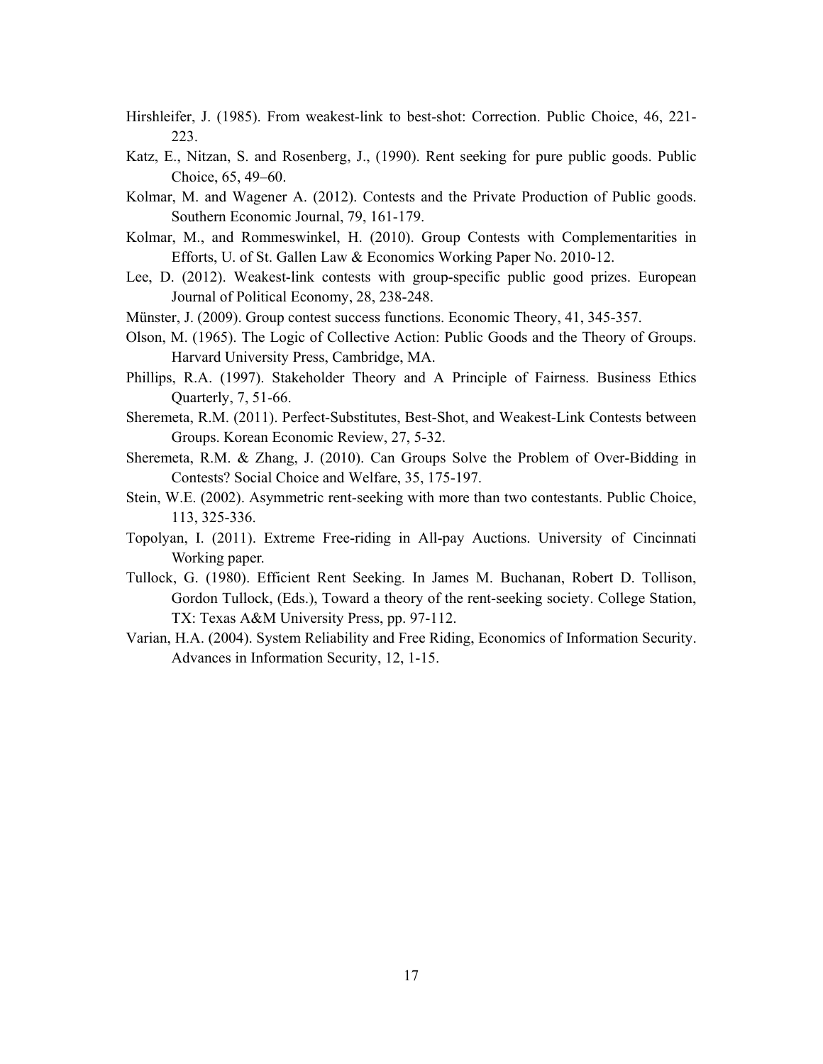Hirshleifer, J. (1985). From weakest-link to best-shot: Correction. Public Choice, 46, 221-223.

Katz, E., Nitzan, S. and Rosenberg, J., (1990). Rent seeking for pure public goods. Public Choice, 65, 49–60.

Kolmar, M. and Wagener A. (2012). Contests and the Private Production of Public goods. Southern Economic Journal, 79, 161-179.

Kolmar, M., and Rommeswinkel, H. (2010). Group Contests with Complementarities in Efforts, U. of St. Gallen Law & Economics Working Paper No. 2010-12.

Lee, D. (2012). Weakest-link contests with group-specific public good prizes. European Journal of Political Economy, 28, 238-248.

Münster, J. (2009). Group contest success functions. Economic Theory, 41, 345-357.

Olson, M. (1965). The Logic of Collective Action: Public Goods and the Theory of Groups. Harvard University Press, Cambridge, MA.

Phillips, R.A. (1997). Stakeholder Theory and A Principle of Fairness. Business Ethics Quarterly, 7, 51-66.

Sheremeta, R.M. (2011). Perfect-Substitutes, Best-Shot, and Weakest-Link Contests between Groups. Korean Economic Review, 27, 5-32.

Sheremeta, R.M. & Zhang, J. (2010). Can Groups Solve the Problem of Over-Bidding in Contests? Social Choice and Welfare, 35, 175-197.

Stein, W.E. (2002). Asymmetric rent-seeking with more than two contestants. Public Choice, 113, 325-336.

Topolyan, I. (2011). Extreme Free-riding in All-pay Auctions. University of Cincinnati Working paper.

Tullock, G. (1980). Efficient Rent Seeking. In James M. Buchanan, Robert D. Tollison, Gordon Tullock, (Eds.), Toward a theory of the rent-seeking society. College Station, TX: Texas A&M University Press, pp. 97-112.

Varian, H.A. (2004). System Reliability and Free Riding, Economics of Information Security. Advances in Information Security, 12, 1-15.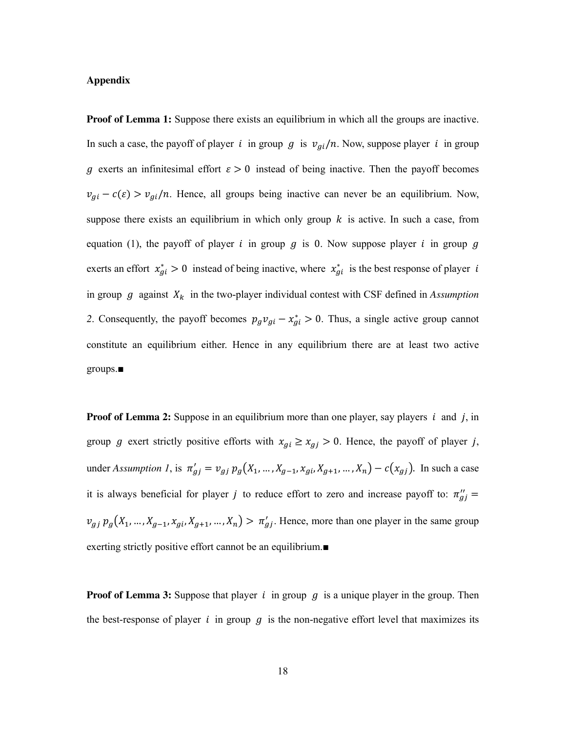**Appendix**

**Proof of Lemma 1:** Suppose there exists an equilibrium in which all the groups are inactive. In such a case, the payoff of player $i$ in group $g$ is $v_{gi}/n$. Now, suppose player $i$ in group $g$ exerts an infinitesimal effort $\varepsilon > 0$ instead of being inactive. Then the payoff becomes $v_{gi} - c(\varepsilon) > v_{gi}/n$. Hence, all groups being inactive can never be an equilibrium. Now, suppose there exists an equilibrium in which only group $k$ is active. In such a case, from equation (1), the payoff of player $i$ in group $g$ is $0$. Now suppose player $i$ in group $g$ exerts an effort $x_{gi}^{*} > 0$ instead of being inactive, where $x_{gi}^{*}$ is the best response of player $i$ in group $g$ against $X_k$ in the two-player individual contest with CSF defined in *Assumption 2*. Consequently, the payoff becomes $p_g v_{gi} - x_{gi}^{*} > 0$. Thus, a single active group cannot constitute an equilibrium either. Hence in any equilibrium there are at least two active groups.■

**Proof of Lemma 2:** Suppose in an equilibrium more than one player, say players $i$ and $j$, in group $g$ exert strictly positive efforts with $x_{gi} \geq x_{gj} > 0$. Hence, the payoff of player $j$, under *Assumption 1*, is $\pi'_{gj} = v_{gj}\, p_g(X_1, \ldots, X_{g-1}, x_{gi}, X_{g+1}, \ldots, X_n) - c(x_{gj})$. In such a case it is always beneficial for player $j$ to reduce effort to zero and increase payoff to: $\pi''_{gj} = v_{gj}\, p_g(X_1, \ldots, X_{g-1}, x_{gi}, X_{g+1}, \ldots, X_n) > \pi'_{gj}$. Hence, more than one player in the same group exerting strictly positive effort cannot be an equilibrium.■

**Proof of Lemma 3:** Suppose that player $i$ in group $g$ is a unique player in the group. Then the best-response of player $i$ in group $g$ is the non-negative effort level that maximizes its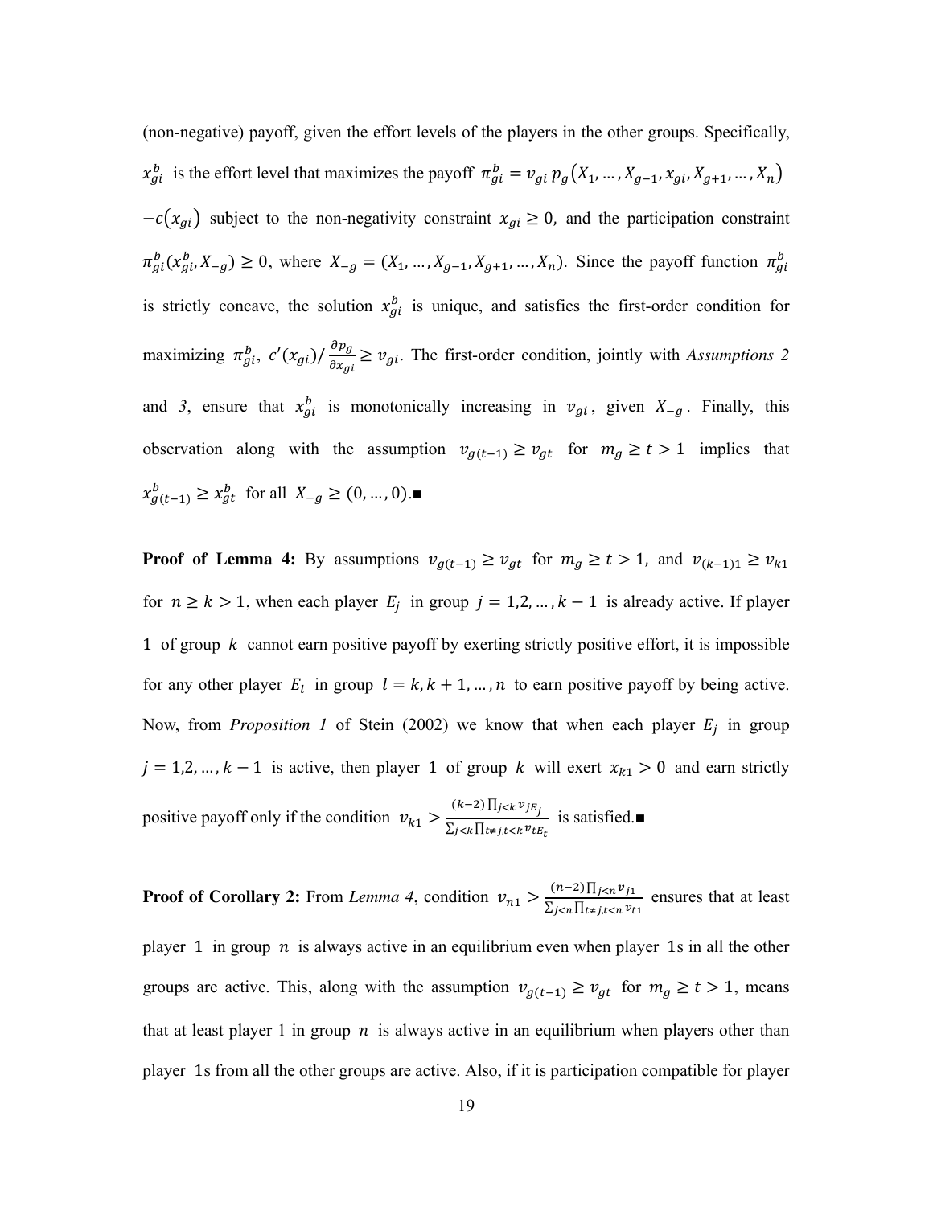(non-negative) payoff, given the effort levels of the players in the other groups. Specifically, $x_{gi}^b$ is the effort level that maximizes the payoff $\pi_{gi}^b = v_{gi}\, p_g\big(X_1, \dots, X_{g-1}, x_{gi}, X_{g+1}, \dots, X_n\big)$ $-c\big(x_{gi}\big)$ subject to the non-negativity constraint $x_{gi} \geq 0$, and the participation constraint $\pi_{gi}^b(x_{gi}^b, X_{-g}) \geq 0$, where $X_{-g} = (X_1, \dots, X_{g-1}, X_{g+1}, \dots, X_n)$. Since the payoff function $\pi_{gi}^b$ is strictly concave, the solution $x_{gi}^b$ is unique, and satisfies the first-order condition for maximizing $\pi_{gi}^b$, $c'(x_{gi})/\frac{\partial p_g}{\partial x_{gi}} \geq v_{gi}$. The first-order condition, jointly with *Assumptions 2* and *3*, ensure that $x_{gi}^b$ is monotonically increasing in $v_{gi}$, given $X_{-g}$. Finally, this observation along with the assumption $v_{g(t-1)} \geq v_{gt}$ for $m_g \geq t > 1$ implies that $x_{g(t-1)}^b \geq x_{gt}^b$ for all $X_{-g} \geq (0, \dots, 0)$.■

**Proof of Lemma 4:** By assumptions $v_{g(t-1)} \geq v_{gt}$ for $m_g \geq t > 1$, and $v_{(k-1)1} \geq v_{k1}$ for $n \geq k > 1$, when each player $E_j$ in group $j = 1,2, \dots, k-1$ is already active. If player 1 of group $k$ cannot earn positive payoff by exerting strictly positive effort, it is impossible for any other player $E_l$ in group $l = k, k+1, \dots, n$ to earn positive payoff by being active. Now, from *Proposition 1* of Stein (2002) we know that when each player $E_j$ in group $j = 1,2, \dots, k-1$ is active, then player 1 of group $k$ will exert $x_{k1} > 0$ and earn strictly positive payoff only if the condition $v_{k1} > \frac{(k-2)\prod_{j<k} v_{jE_j}}{\sum_{j<k}\prod_{t\neq j, t<k} v_{tE_t}}$ is satisfied.■

**Proof of Corollary 2:** From *Lemma 4*, condition $v_{n1} > \frac{(n-2)\prod_{j<n} v_{j1}}{\sum_{j<n}\prod_{t\neq j, t<n} v_{t1}}$ ensures that at least player 1 in group $n$ is always active in an equilibrium even when player 1s in all the other groups are active. This, along with the assumption $v_{g(t-1)} \geq v_{gt}$ for $m_g \geq t > 1$, means that at least player 1 in group $n$ is always active in an equilibrium when players other than player 1s from all the other groups are active. Also, if it is participation compatible for player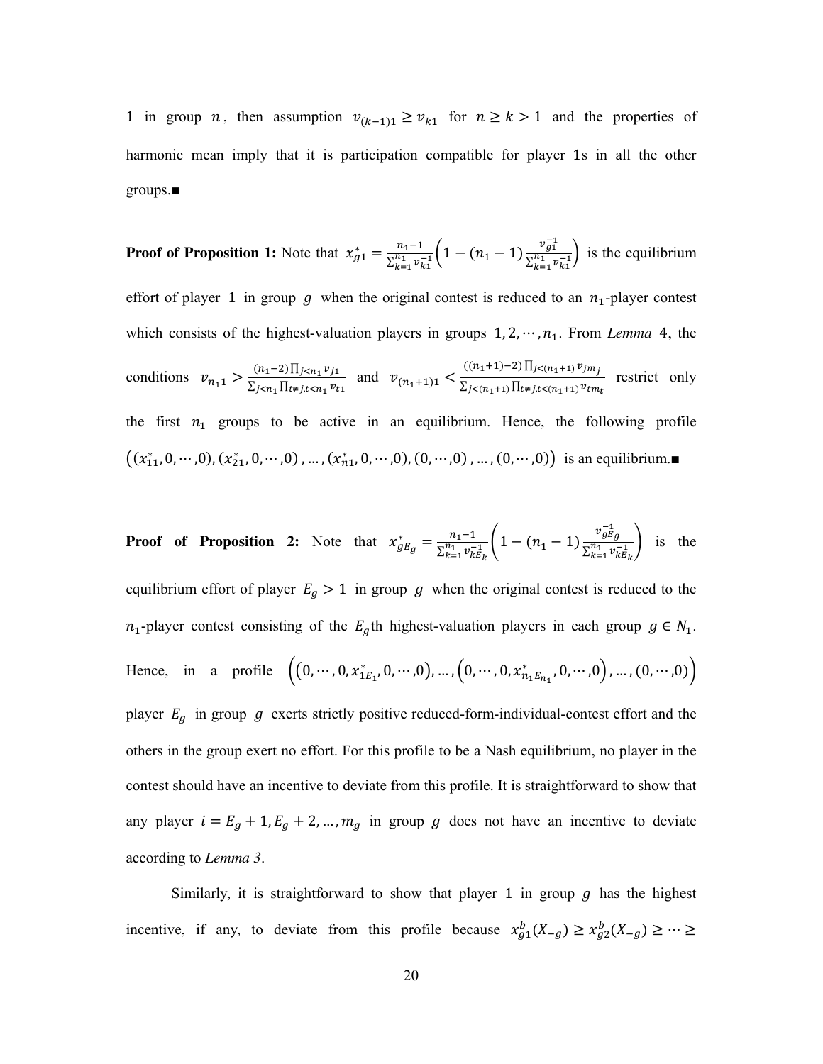1 in group $n$, then assumption $v_{(k-1)1} \geq v_{k1}$ for $n \geq k > 1$ and the properties of harmonic mean imply that it is participation compatible for player 1s in all the other groups.■

**Proof of Proposition 1:** Note that $x_{g1}^* = \frac{n_1 - 1}{\sum_{k=1}^{n_1} v_{k1}^{-1}} \left(1 - (n_1 - 1) \frac{v_{g1}^{-1}}{\sum_{k=1}^{n_1} v_{k1}^{-1}}\right)$ is the equilibrium effort of player 1 in group $g$ when the original contest is reduced to an $n_1$-player contest which consists of the highest-valuation players in groups $1, 2, \cdots, n_1$. From *Lemma* 4, the conditions $v_{n_1 1} > \frac{(n_1-2)\prod_{j<n_1} v_{j1}}{\sum_{j<n_1} \prod_{t \neq j, t<n_1} v_{t1}}$ and $v_{(n_1+1)1} < \frac{((n_1+1)-2)\prod_{j<(n_1+1)} v_{jm_j}}{\sum_{j<(n_1+1)} \prod_{t \neq j, t<(n_1+1)} v_{tm_t}}$ restrict only the first $n_1$ groups to be active in an equilibrium. Hence, the following profile $\left((x_{11}^*, 0, \cdots, 0), (x_{21}^*, 0, \cdots, 0), \ldots, (x_{n1}^*, 0, \cdots, 0), (0, \cdots, 0), \ldots, (0, \cdots, 0)\right)$ is an equilibrium.■

**Proof of Proposition 2:** Note that $x_{gE_g}^* = \frac{n_1 - 1}{\sum_{k=1}^{n_1} v_{kE_k}^{-1}} \left(1 - (n_1 - 1) \frac{v_{gE_g}^{-1}}{\sum_{k=1}^{n_1} v_{kE_k}^{-1}}\right)$ is the equilibrium effort of player $E_g > 1$ in group $g$ when the original contest is reduced to the $n_1$-player contest consisting of the $E_g$th highest-valuation players in each group $g \in N_1$. Hence, in a profile $\left(\left(0, \cdots, 0, x_{1E_1}^*, 0, \cdots, 0\right), \ldots, \left(0, \cdots, 0, x_{n_1 E_{n_1}}^*, 0, \cdots, 0\right), \ldots, (0, \cdots, 0)\right)$ player $E_g$ in group $g$ exerts strictly positive reduced-form-individual-contest effort and the others in the group exert no effort. For this profile to be a Nash equilibrium, no player in the contest should have an incentive to deviate from this profile. It is straightforward to show that any player $i = E_g + 1, E_g + 2, \ldots, m_g$ in group $g$ does not have an incentive to deviate according to *Lemma 3*.

Similarly, it is straightforward to show that player 1 in group $g$ has the highest incentive, if any, to deviate from this profile because $x_{g1}^b(X_{-g}) \geq x_{g2}^b(X_{-g}) \geq \cdots \geq$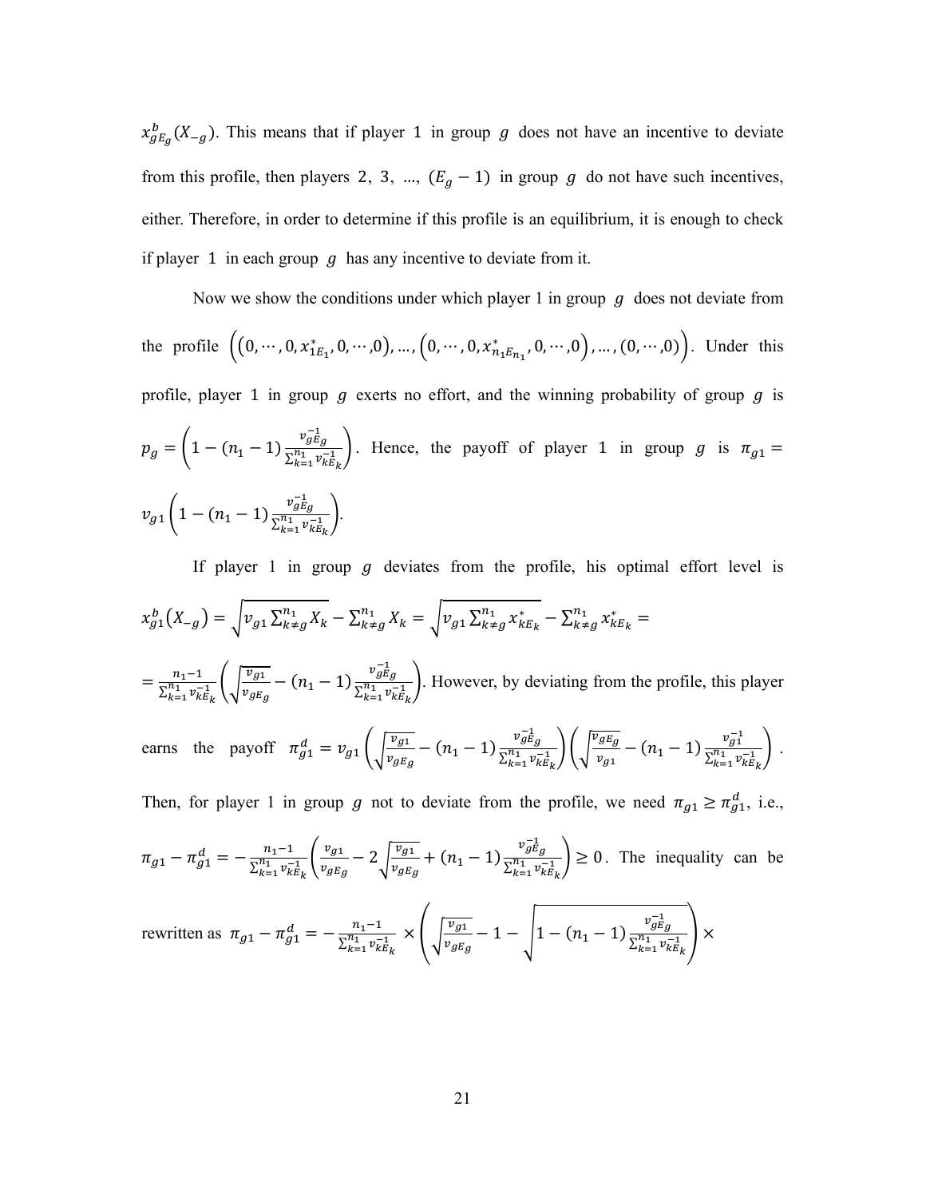$x^b_{gE_g}(X_{-g})$. This means that if player 1 in group $g$ does not have an incentive to deviate from this profile, then players 2, 3, ..., $(E_g - 1)$ in group $g$ do not have such incentives, either. Therefore, in order to determine if this profile is an equilibrium, it is enough to check if player 1 in each group $g$ has any incentive to deviate from it.

Now we show the conditions under which player 1 in group $g$ does not deviate from the profile $\left((0,\cdots,0,x^*_{1E_1},0,\cdots,0),\ldots,\left(0,\cdots,0,x^*_{n_1E_{n_1}},0,\cdots,0\right),\ldots,(0,\cdots,0)\right)$. Under this profile, player 1 in group $g$ exerts no effort, and the winning probability of group $g$ is $p_g = \left(1-(n_1-1)\frac{v^{-1}_{gE_g}}{\sum_{k=1}^{n_1} v^{-1}_{kE_k}}\right)$. Hence, the payoff of player 1 in group $g$ is $\pi_{g1} = v_{g1}\left(1-(n_1-1)\frac{v^{-1}_{gE_g}}{\sum_{k=1}^{n_1} v^{-1}_{kE_k}}\right)$.

If player 1 in group $g$ deviates from the profile, his optimal effort level is $x^b_{g1}(X_{-g}) = \sqrt{v_{g1}\sum_{k\neq g}^{n_1} X_k} - \sum_{k\neq g}^{n_1} X_k = \sqrt{v_{g1}\sum_{k\neq g}^{n_1} x^*_{kE_k}} - \sum_{k\neq g}^{n_1} x^*_{kE_k} =$

$= \frac{n_1-1}{\sum_{k=1}^{n_1} v^{-1}_{kE_k}}\left(\sqrt{\frac{v_{g1}}{v_{gE_g}}} - (n_1-1)\frac{v^{-1}_{gE_g}}{\sum_{k=1}^{n_1} v^{-1}_{kE_k}}\right)$. However, by deviating from the profile, this player earns the payoff $\pi^d_{g1} = v_{g1}\left(\sqrt{\frac{v_{g1}}{v_{gE_g}}} - (n_1-1)\frac{v^{-1}_{gE_g}}{\sum_{k=1}^{n_1} v^{-1}_{kE_k}}\right)\left(\sqrt{\frac{v_{gE_g}}{v_{g1}}} - (n_1-1)\frac{v^{-1}_{g1}}{\sum_{k=1}^{n_1} v^{-1}_{kE_k}}\right)$. Then, for player 1 in group $g$ not to deviate from the profile, we need $\pi_{g1} \geq \pi^d_{g1}$, i.e., $\pi_{g1} - \pi^d_{g1} = -\frac{n_1-1}{\sum_{k=1}^{n_1} v^{-1}_{kE_k}}\left(\frac{v_{g1}}{v_{gE_g}} - 2\sqrt{\frac{v_{g1}}{v_{gE_g}}} + (n_1-1)\frac{v^{-1}_{gE_g}}{\sum_{k=1}^{n_1} v^{-1}_{kE_k}}\right) \geq 0$. The inequality can be rewritten as $\pi_{g1} - \pi^d_{g1} = -\frac{n_1-1}{\sum_{k=1}^{n_1} v^{-1}_{kE_k}} \times \left(\sqrt{\frac{v_{g1}}{v_{gE_g}}} - 1 - \sqrt{1-(n_1-1)\frac{v^{-1}_{gE_g}}{\sum_{k=1}^{n_1} v^{-1}_{kE_k}}}\right) \times$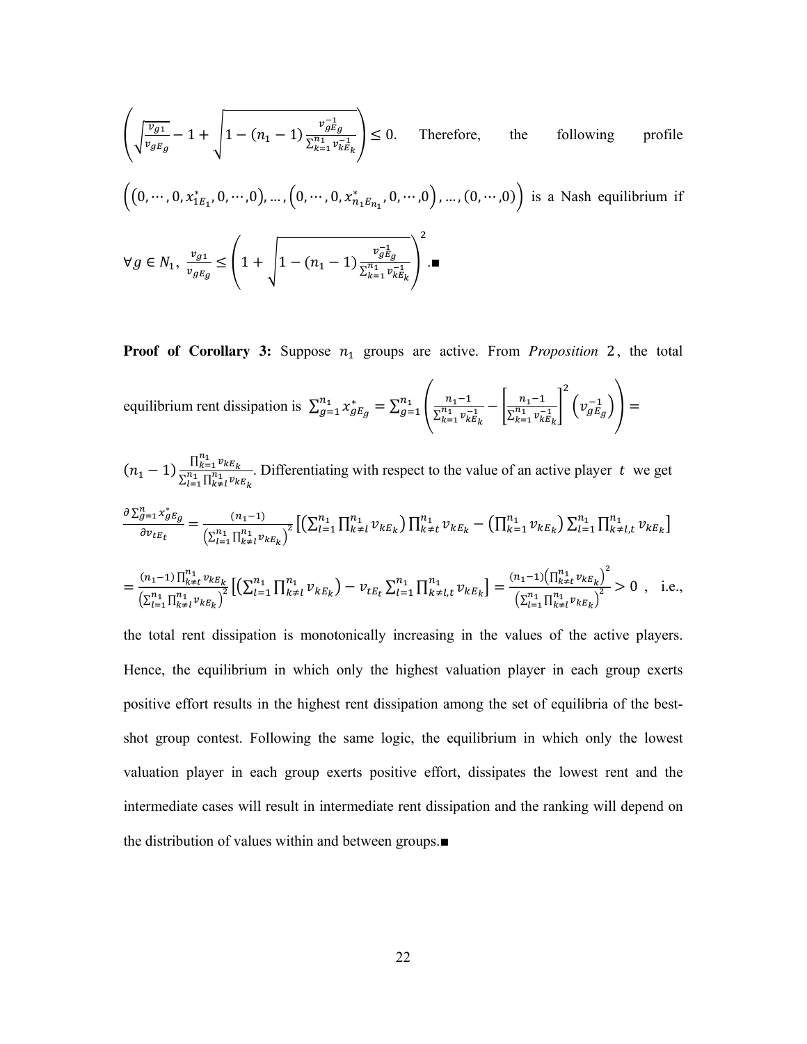$\left(\sqrt{\frac{v_{g1}}{v_{gE_g}}} - 1 + \sqrt{1-(n_1-1)\frac{v_{gE_g}^{-1}}{\sum_{k=1}^{n_1} v_{kE_k}^{-1}}}\right) \leq 0$. Therefore, the following profile $\left((0,\cdots,0,x_{1E_1}^*,0,\cdots,0),\ldots,\left(0,\cdots,0,x_{n_1E_{n_1}}^*,0,\cdots,0\right),\ldots,(0,\cdots,0)\right)$ is a Nash equilibrium if $\forall g \in N_1,\ \frac{v_{g1}}{v_{gE_g}} \leq \left(1+\sqrt{1-(n_1-1)\frac{v_{gE_g}^{-1}}{\sum_{k=1}^{n_1} v_{kE_k}^{-1}}}\right)^2$.■

**Proof of Corollary 3:** Suppose $n_1$ groups are active. From *Proposition* 2, the total equilibrium rent dissipation is $\sum_{g=1}^{n_1} x_{gE_g}^* = \sum_{g=1}^{n_1}\left(\frac{n_1-1}{\sum_{k=1}^{n_1} v_{kE_k}^{-1}} - \left[\frac{n_1-1}{\sum_{k=1}^{n_1} v_{kE_k}^{-1}}\right]^2\left(v_{gE_g}^{-1}\right)\right) = (n_1-1)\frac{\prod_{k=1}^{n_1} v_{kE_k}}{\sum_{l=1}^{n_1}\prod_{k\neq l}^{n_1} v_{kE_k}}$. Differentiating with respect to the value of an active player $t$ we get

$$\frac{\partial \sum_{g=1}^{n} x_{gE_g}^*}{\partial v_{tE_t}} = \frac{(n_1-1)}{\left(\sum_{l=1}^{n_1}\prod_{k\neq l}^{n_1} v_{kE_k}\right)^2}\left[\left(\sum_{l=1}^{n_1}\prod_{k\neq l}^{n_1} v_{kE_k}\right)\prod_{k\neq t}^{n_1} v_{kE_k} - \left(\prod_{k=1}^{n_1} v_{kE_k}\right)\sum_{l=1}^{n_1}\prod_{k\neq l,t}^{n_1} v_{kE_k}\right]$$

$$= \frac{(n_1-1)\prod_{k\neq t}^{n_1} v_{kE_k}}{\left(\sum_{l=1}^{n_1}\prod_{k\neq l}^{n_1} v_{kE_k}\right)^2}\left[\left(\sum_{l=1}^{n_1}\prod_{k\neq l}^{n_1} v_{kE_k}\right) - v_{tE_t}\sum_{l=1}^{n_1}\prod_{k\neq l,t}^{n_1} v_{kE_k}\right] = \frac{(n_1-1)\left(\prod_{k\neq t}^{n_1} v_{kE_k}\right)^2}{\left(\sum_{l=1}^{n_1}\prod_{k\neq l}^{n_1} v_{kE_k}\right)^2} > 0,$$

i.e., the total rent dissipation is monotonically increasing in the values of the active players. Hence, the equilibrium in which only the highest valuation player in each group exerts positive effort results in the highest rent dissipation among the set of equilibria of the best-shot group contest. Following the same logic, the equilibrium in which only the lowest valuation player in each group exerts positive effort, dissipates the lowest rent and the intermediate cases will result in intermediate rent dissipation and the ranking will depend on the distribution of values within and between groups.■